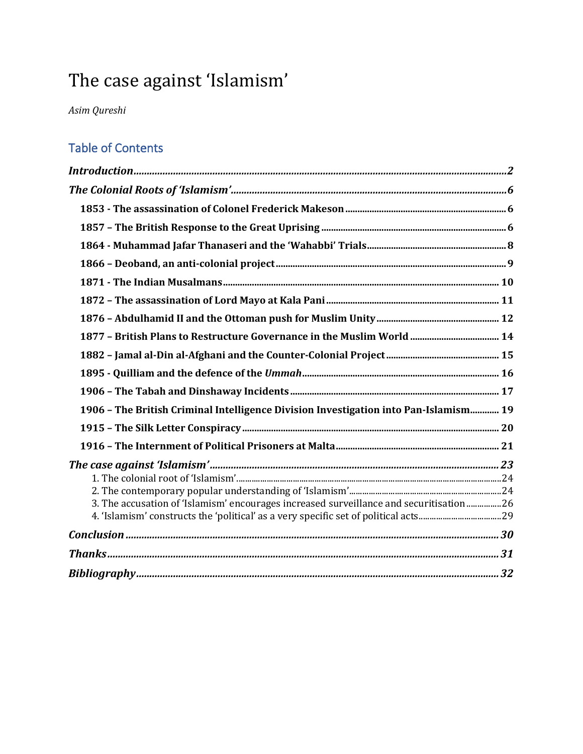# The case against 'Islamism'

*Asim Qureshi*

## Table of Contents

***Introduction*** ..... **2**

***The Colonial Roots of 'Islamism'*** ..... **6**

- **1853 - The assassination of Colonel Frederick Makeson** ..... **6**
- **1857 – The British Response to the Great Uprising** ..... **6**
- **1864 - Muhammad Jafar Thanaseri and the 'Wahabbi' Trials** ..... **8**
- **1866 – Deoband, an anti-colonial project** ..... **9**
- **1871 - The Indian Musalmans** ..... **10**
- **1872 – The assassination of Lord Mayo at Kala Pani** ..... **11**
- **1876 – Abdulhamid II and the Ottoman push for Muslim Unity** ..... **12**
- **1877 – British Plans to Restructure Governance in the Muslim World** ..... **14**
- **1882 – Jamal al-Din al-Afghani and the Counter-Colonial Project** ..... **15**
- **1895 - Quilliam and the defence of the *Ummah*** ..... **16**
- **1906 – The Tabah and Dinshaway Incidents** ..... **17**
- **1906 – The British Criminal Intelligence Division Investigation into Pan-Islamism** ..... **19**
- **1915 – The Silk Letter Conspiracy** ..... **20**
- **1916 – The Internment of Political Prisoners at Malta** ..... **21**

***The case against 'Islamism'*** ..... **23**

1. The colonial root of 'Islamism' ..... 24
2. The contemporary popular understanding of 'Islamism' ..... 24
3. The accusation of 'Islamism' encourages increased surveillance and securitisation ..... 26
4. 'Islamism' constructs the 'political' as a very specific set of political acts ..... 29

***Conclusion*** ..... **30**

***Thanks*** ..... **31**

***Bibliography*** ..... **32**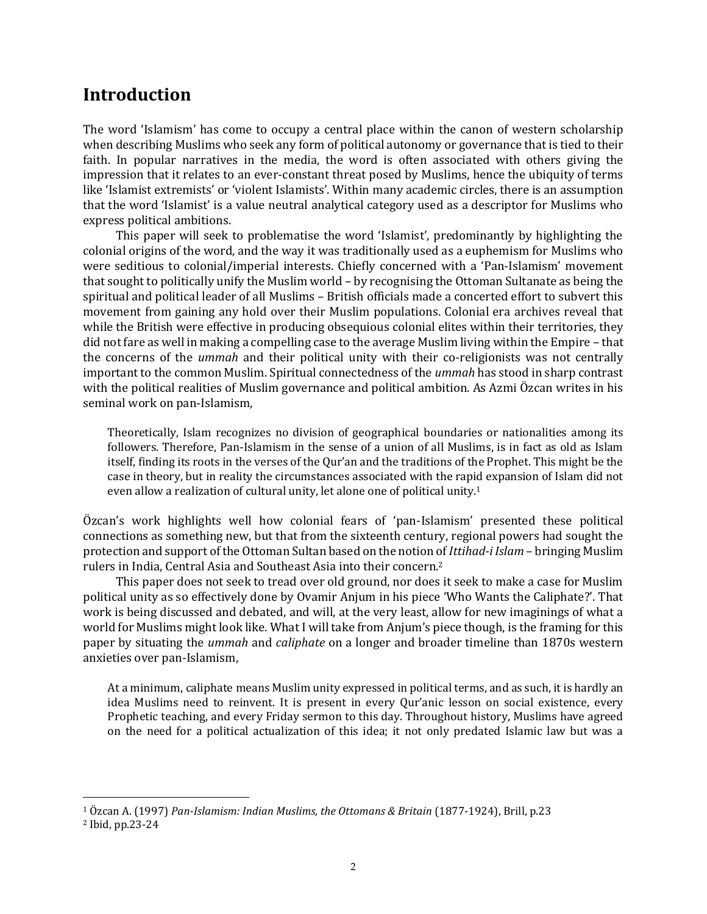## Introduction

The word 'Islamism' has come to occupy a central place within the canon of western scholarship when describing Muslims who seek any form of political autonomy or governance that is tied to their faith. In popular narratives in the media, the word is often associated with others giving the impression that it relates to an ever-constant threat posed by Muslims, hence the ubiquity of terms like 'Islamist extremists' or 'violent Islamists'. Within many academic circles, there is an assumption that the word 'Islamist' is a value neutral analytical category used as a descriptor for Muslims who express political ambitions.

This paper will seek to problematise the word 'Islamist', predominantly by highlighting the colonial origins of the word, and the way it was traditionally used as a euphemism for Muslims who were seditious to colonial/imperial interests. Chiefly concerned with a 'Pan-Islamism' movement that sought to politically unify the Muslim world – by recognising the Ottoman Sultanate as being the spiritual and political leader of all Muslims – British officials made a concerted effort to subvert this movement from gaining any hold over their Muslim populations. Colonial era archives reveal that while the British were effective in producing obsequious colonial elites within their territories, they did not fare as well in making a compelling case to the average Muslim living within the Empire – that the concerns of the *ummah* and their political unity with their co-religionists was not centrally important to the common Muslim. Spiritual connectedness of the *ummah* has stood in sharp contrast with the political realities of Muslim governance and political ambition. As Azmi Özcan writes in his seminal work on pan-Islamism,

> Theoretically, Islam recognizes no division of geographical boundaries or nationalities among its followers. Therefore, Pan-Islamism in the sense of a union of all Muslims, is in fact as old as Islam itself, finding its roots in the verses of the Qur'an and the traditions of the Prophet. This might be the case in theory, but in reality the circumstances associated with the rapid expansion of Islam did not even allow a realization of cultural unity, let alone one of political unity.[1]

Özcan's work highlights well how colonial fears of 'pan-Islamism' presented these political connections as something new, but that from the sixteenth century, regional powers had sought the protection and support of the Ottoman Sultan based on the notion of *Ittihad-i Islam* – bringing Muslim rulers in India, Central Asia and Southeast Asia into their concern.[2]

This paper does not seek to tread over old ground, nor does it seek to make a case for Muslim political unity as so effectively done by Ovamir Anjum in his piece 'Who Wants the Caliphate?'. That work is being discussed and debated, and will, at the very least, allow for new imaginings of what a world for Muslims might look like. What I will take from Anjum's piece though, is the framing for this paper by situating the *ummah* and *caliphate* on a longer and broader timeline than 1870s western anxieties over pan-Islamism,

> At a minimum, caliphate means Muslim unity expressed in political terms, and as such, it is hardly an idea Muslims need to reinvent. It is present in every Qur'anic lesson on social existence, every Prophetic teaching, and every Friday sermon to this day. Throughout history, Muslims have agreed on the need for a political actualization of this idea; it not only predated Islamic law but was a

---

[1] Özcan A. (1997) *Pan-Islamism: Indian Muslims, the Ottomans & Britain* (1877-1924), Brill, p.23

[2] Ibid, pp.23-24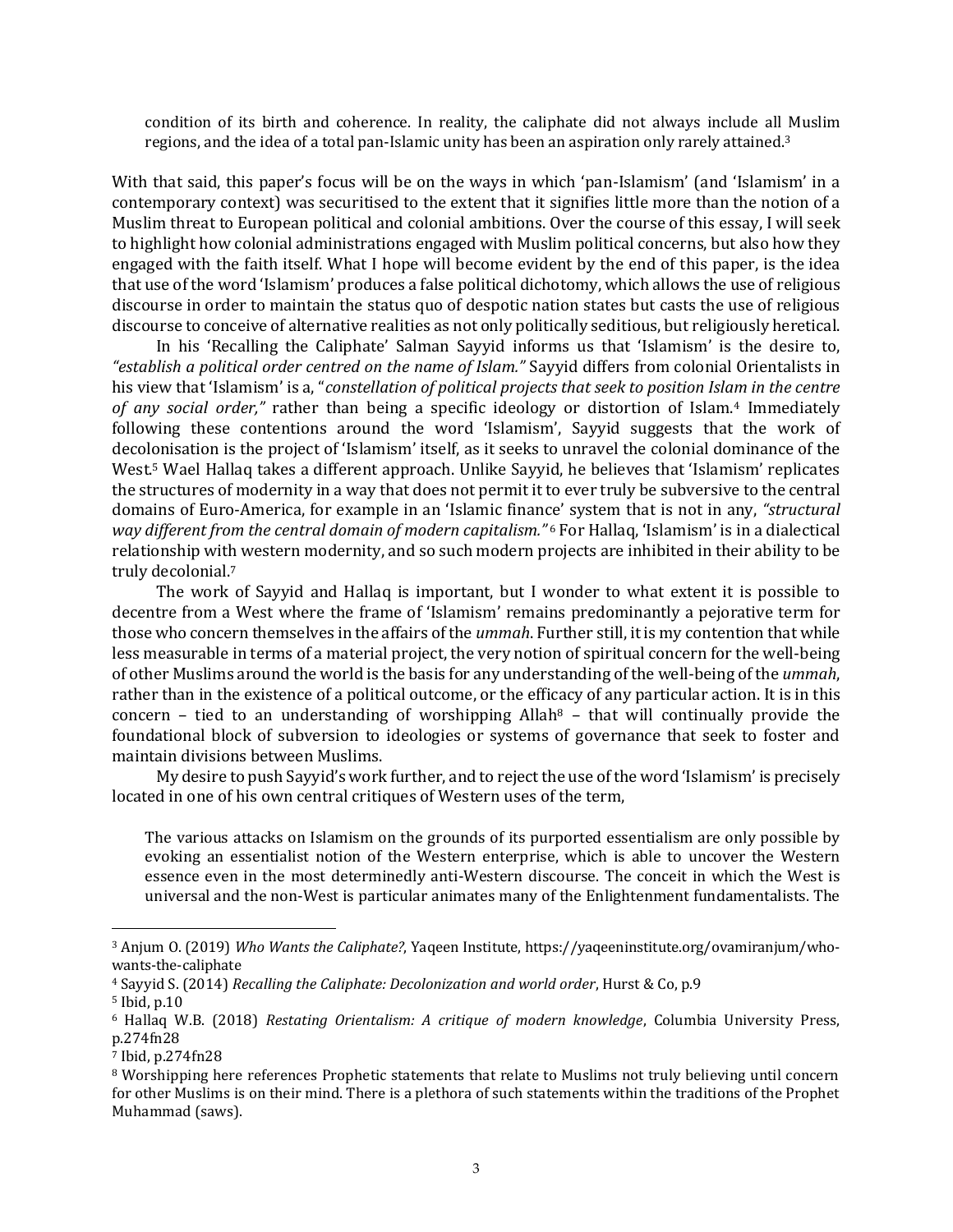> condition of its birth and coherence. In reality, the caliphate did not always include all Muslim regions, and the idea of a total pan-Islamic unity has been an aspiration only rarely attained.[3]

With that said, this paper's focus will be on the ways in which 'pan-Islamism' (and 'Islamism' in a contemporary context) was securitised to the extent that it signifies little more than the notion of a Muslim threat to European political and colonial ambitions. Over the course of this essay, I will seek to highlight how colonial administrations engaged with Muslim political concerns, but also how they engaged with the faith itself. What I hope will become evident by the end of this paper, is the idea that use of the word 'Islamism' produces a false political dichotomy, which allows the use of religious discourse in order to maintain the status quo of despotic nation states but casts the use of religious discourse to conceive of alternative realities as not only politically seditious, but religiously heretical.

In his 'Recalling the Caliphate' Salman Sayyid informs us that 'Islamism' is the desire to, *"establish a political order centred on the name of Islam."* Sayyid differs from colonial Orientalists in his view that 'Islamism' is a, "*constellation of political projects that seek to position Islam in the centre of any social order,"* rather than being a specific ideology or distortion of Islam.[4] Immediately following these contentions around the word 'Islamism', Sayyid suggests that the work of decolonisation is the project of 'Islamism' itself, as it seeks to unravel the colonial dominance of the West.[5] Wael Hallaq takes a different approach. Unlike Sayyid, he believes that 'Islamism' replicates the structures of modernity in a way that does not permit it to ever truly be subversive to the central domains of Euro-America, for example in an 'Islamic finance' system that is not in any, *"structural way different from the central domain of modern capitalism."*[6] For Hallaq, 'Islamism' is in a dialectical relationship with western modernity, and so such modern projects are inhibited in their ability to be truly decolonial.[7]

The work of Sayyid and Hallaq is important, but I wonder to what extent it is possible to decentre from a West where the frame of 'Islamism' remains predominantly a pejorative term for those who concern themselves in the affairs of the *ummah*. Further still, it is my contention that while less measurable in terms of a material project, the very notion of spiritual concern for the well-being of other Muslims around the world is the basis for any understanding of the well-being of the *ummah*, rather than in the existence of a political outcome, or the efficacy of any particular action. It is in this concern – tied to an understanding of worshipping Allah[8] – that will continually provide the foundational block of subversion to ideologies or systems of governance that seek to foster and maintain divisions between Muslims.

My desire to push Sayyid's work further, and to reject the use of the word 'Islamism' is precisely located in one of his own central critiques of Western uses of the term,

> The various attacks on Islamism on the grounds of its purported essentialism are only possible by evoking an essentialist notion of the Western enterprise, which is able to uncover the Western essence even in the most determinedly anti-Western discourse. The conceit in which the West is universal and the non-West is particular animates many of the Enlightenment fundamentalists. The

---

[3] Anjum O. (2019) *Who Wants the Caliphate?*, Yaqeen Institute, https://yaqeeninstitute.org/ovamiranjum/who-wants-the-caliphate

[4] Sayyid S. (2014) *Recalling the Caliphate: Decolonization and world order*, Hurst & Co, p.9

[5] Ibid, p.10

[6] Hallaq W.B. (2018) *Restating Orientalism: A critique of modern knowledge*, Columbia University Press, p.274fn28

[7] Ibid, p.274fn28

[8] Worshipping here references Prophetic statements that relate to Muslims not truly believing until concern for other Muslims is on their mind. There is a plethora of such statements within the traditions of the Prophet Muhammad (saws).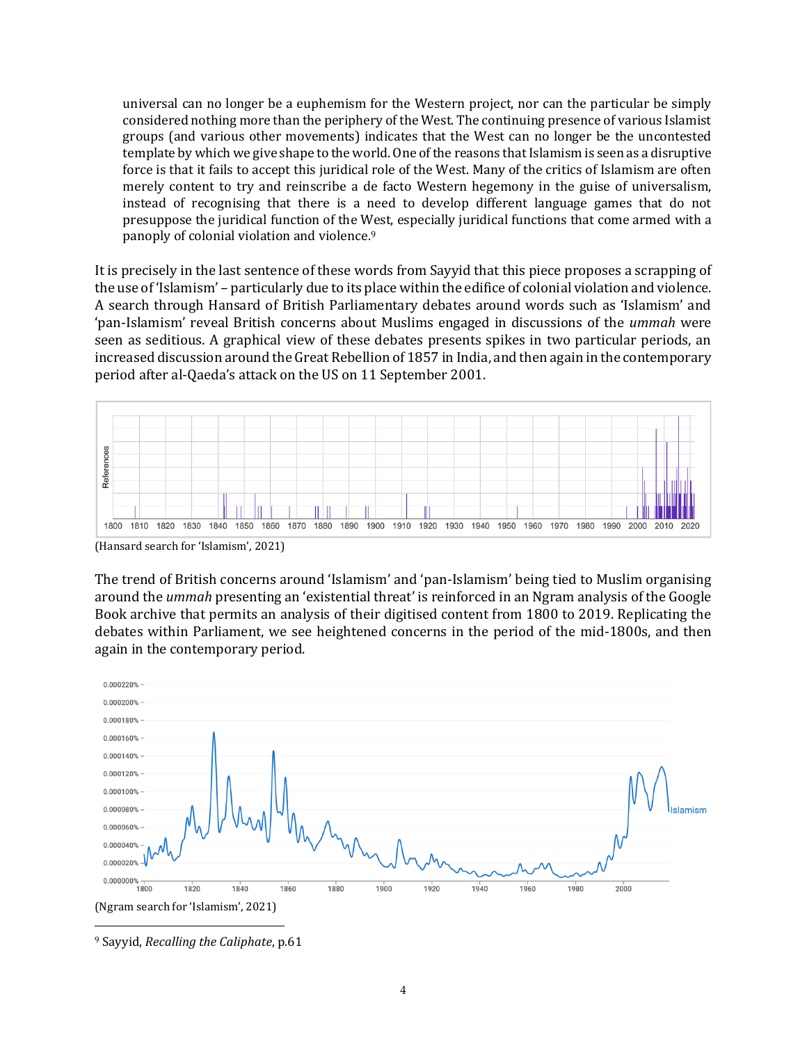> universal can no longer be a euphemism for the Western project, nor can the particular be simply considered nothing more than the periphery of the West. The continuing presence of various Islamist groups (and various other movements) indicates that the West can no longer be the uncontested template by which we give shape to the world. One of the reasons that Islamism is seen as a disruptive force is that it fails to accept this juridical role of the West. Many of the critics of Islamism are often merely content to try and reinscribe a de facto Western hegemony in the guise of universalism, instead of recognising that there is a need to develop different language games that do not presuppose the juridical function of the West, especially juridical functions that come armed with a panoply of colonial violation and violence.[9]

It is precisely in the last sentence of these words from Sayyid that this piece proposes a scrapping of the use of 'Islamism' – particularly due to its place within the edifice of colonial violation and violence. A search through Hansard of British Parliamentary debates around words such as 'Islamism' and 'pan-Islamism' reveal British concerns about Muslims engaged in discussions of the *ummah* were seen as seditious. A graphical view of these debates presents spikes in two particular periods, an increased discussion around the Great Rebellion of 1857 in India, and then again in the contemporary period after al-Qaeda's attack on the US on 11 September 2001.

(Hansard search for 'Islamism', 2021)

The trend of British concerns around 'Islamism' and 'pan-Islamism' being tied to Muslim organising around the *ummah* presenting an 'existential threat' is reinforced in an Ngram analysis of the Google Book archive that permits an analysis of their digitised content from 1800 to 2019. Replicating the debates within Parliament, we see heightened concerns in the period of the mid-1800s, and then again in the contemporary period.

(Ngram search for 'Islamism', 2021)

[9] Sayyid, *Recalling the Caliphate*, p.61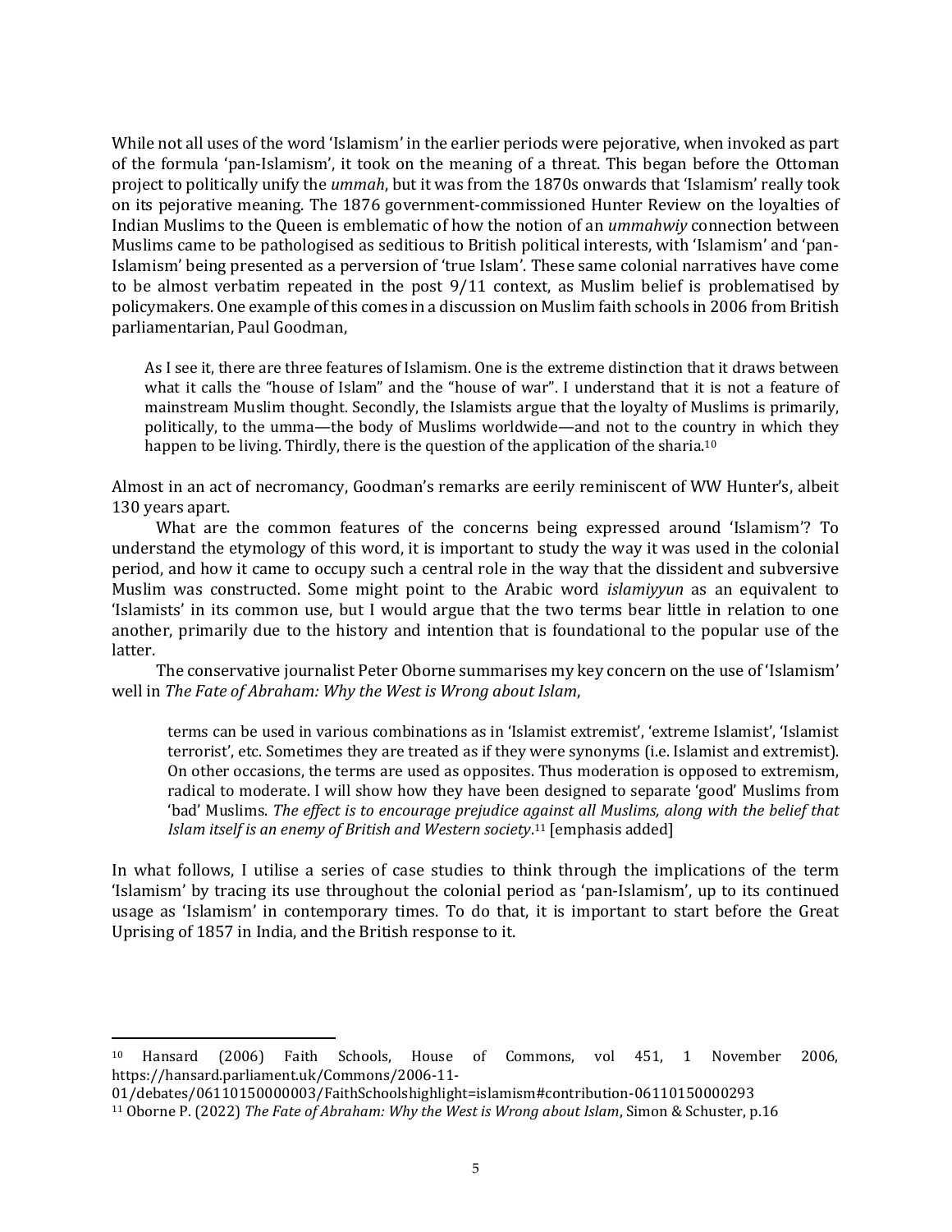While not all uses of the word 'Islamism' in the earlier periods were pejorative, when invoked as part of the formula 'pan-Islamism', it took on the meaning of a threat. This began before the Ottoman project to politically unify the *ummah*, but it was from the 1870s onwards that 'Islamism' really took on its pejorative meaning. The 1876 government-commissioned Hunter Review on the loyalties of Indian Muslims to the Queen is emblematic of how the notion of an *ummahwiy* connection between Muslims came to be pathologised as seditious to British political interests, with 'Islamism' and 'pan-Islamism' being presented as a perversion of 'true Islam'. These same colonial narratives have come to be almost verbatim repeated in the post 9/11 context, as Muslim belief is problematised by policymakers. One example of this comes in a discussion on Muslim faith schools in 2006 from British parliamentarian, Paul Goodman,

> As I see it, there are three features of Islamism. One is the extreme distinction that it draws between what it calls the "house of Islam" and the "house of war". I understand that it is not a feature of mainstream Muslim thought. Secondly, the Islamists argue that the loyalty of Muslims is primarily, politically, to the umma—the body of Muslims worldwide—and not to the country in which they happen to be living. Thirdly, there is the question of the application of the sharia.[10]

Almost in an act of necromancy, Goodman's remarks are eerily reminiscent of WW Hunter's, albeit 130 years apart.

What are the common features of the concerns being expressed around 'Islamism'? To understand the etymology of this word, it is important to study the way it was used in the colonial period, and how it came to occupy such a central role in the way that the dissident and subversive Muslim was constructed. Some might point to the Arabic word *islamiyyun* as an equivalent to 'Islamists' in its common use, but I would argue that the two terms bear little in relation to one another, primarily due to the history and intention that is foundational to the popular use of the latter.

The conservative journalist Peter Oborne summarises my key concern on the use of 'Islamism' well in *The Fate of Abraham: Why the West is Wrong about Islam*,

> terms can be used in various combinations as in 'Islamist extremist', 'extreme Islamist', 'Islamist terrorist', etc. Sometimes they are treated as if they were synonyms (i.e. Islamist and extremist). On other occasions, the terms are used as opposites. Thus moderation is opposed to extremism, radical to moderate. I will show how they have been designed to separate 'good' Muslims from 'bad' Muslims. *The effect is to encourage prejudice against all Muslims, along with the belief that Islam itself is an enemy of British and Western society*.[11] [emphasis added]

In what follows, I utilise a series of case studies to think through the implications of the term 'Islamism' by tracing its use throughout the colonial period as 'pan-Islamism', up to its continued usage as 'Islamism' in contemporary times. To do that, it is important to start before the Great Uprising of 1857 in India, and the British response to it.

---

[10] Hansard (2006) Faith Schools, House of Commons, vol 451, 1 November 2006, https://hansard.parliament.uk/Commons/2006-11-01/debates/06110150000003/FaithSchoolshighlight=islamism#contribution-06110150000293

[11] Oborne P. (2022) *The Fate of Abraham: Why the West is Wrong about Islam*, Simon & Schuster, p.16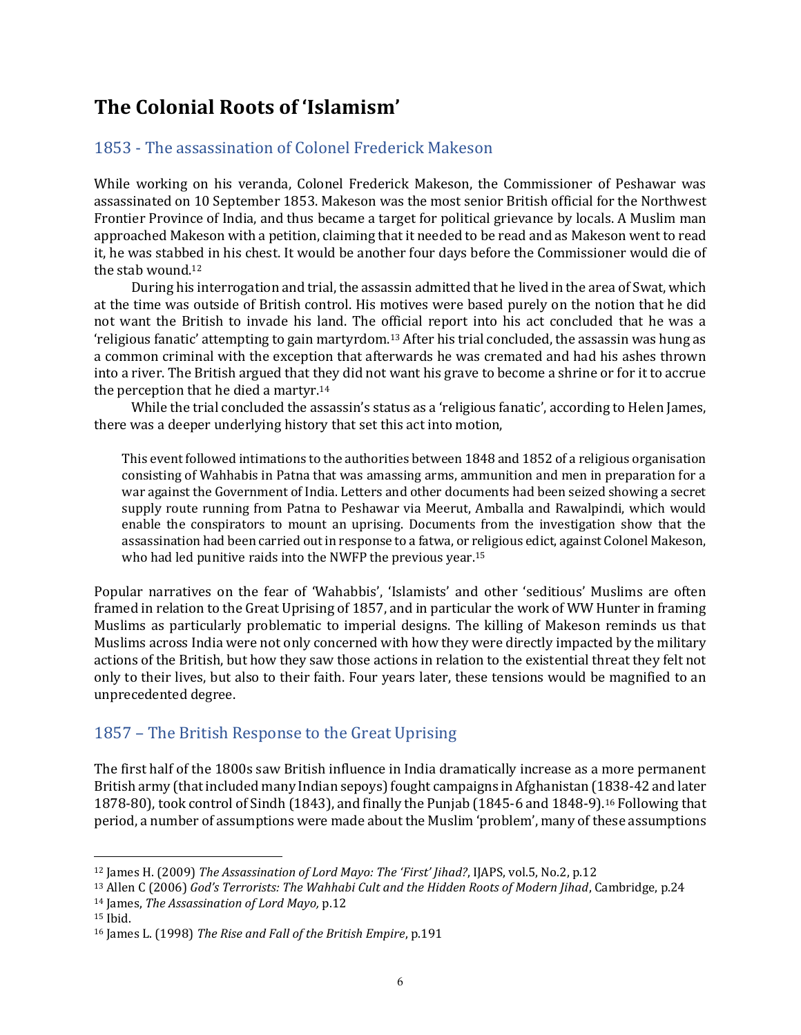# The Colonial Roots of 'Islamism'

## 1853 - The assassination of Colonel Frederick Makeson

While working on his veranda, Colonel Frederick Makeson, the Commissioner of Peshawar was assassinated on 10 September 1853. Makeson was the most senior British official for the Northwest Frontier Province of India, and thus became a target for political grievance by locals. A Muslim man approached Makeson with a petition, claiming that it needed to be read and as Makeson went to read it, he was stabbed in his chest. It would be another four days before the Commissioner would die of the stab wound.[12]

During his interrogation and trial, the assassin admitted that he lived in the area of Swat, which at the time was outside of British control. His motives were based purely on the notion that he did not want the British to invade his land. The official report into his act concluded that he was a 'religious fanatic' attempting to gain martyrdom.[13] After his trial concluded, the assassin was hung as a common criminal with the exception that afterwards he was cremated and had his ashes thrown into a river. The British argued that they did not want his grave to become a shrine or for it to accrue the perception that he died a martyr.[14]

While the trial concluded the assassin's status as a 'religious fanatic', according to Helen James, there was a deeper underlying history that set this act into motion,

> This event followed intimations to the authorities between 1848 and 1852 of a religious organisation consisting of Wahhabis in Patna that was amassing arms, ammunition and men in preparation for a war against the Government of India. Letters and other documents had been seized showing a secret supply route running from Patna to Peshawar via Meerut, Amballa and Rawalpindi, which would enable the conspirators to mount an uprising. Documents from the investigation show that the assassination had been carried out in response to a fatwa, or religious edict, against Colonel Makeson, who had led punitive raids into the NWFP the previous year.[15]

Popular narratives on the fear of 'Wahabbis', 'Islamists' and other 'seditious' Muslims are often framed in relation to the Great Uprising of 1857, and in particular the work of WW Hunter in framing Muslims as particularly problematic to imperial designs. The killing of Makeson reminds us that Muslims across India were not only concerned with how they were directly impacted by the military actions of the British, but how they saw those actions in relation to the existential threat they felt not only to their lives, but also to their faith. Four years later, these tensions would be magnified to an unprecedented degree.

## 1857 – The British Response to the Great Uprising

The first half of the 1800s saw British influence in India dramatically increase as a more permanent British army (that included many Indian sepoys) fought campaigns in Afghanistan (1838-42 and later 1878-80), took control of Sindh (1843), and finally the Punjab (1845-6 and 1848-9).[16] Following that period, a number of assumptions were made about the Muslim 'problem', many of these assumptions

---

[12] James H. (2009) *The Assassination of Lord Mayo: The 'First' Jihad?*, IJAPS, vol.5, No.2, p.12

[13] Allen C (2006) *God's Terrorists: The Wahhabi Cult and the Hidden Roots of Modern Jihad*, Cambridge, p.24

[14] James, *The Assassination of Lord Mayo,* p.12

[15] Ibid.

[16] James L. (1998) *The Rise and Fall of the British Empire*, p.191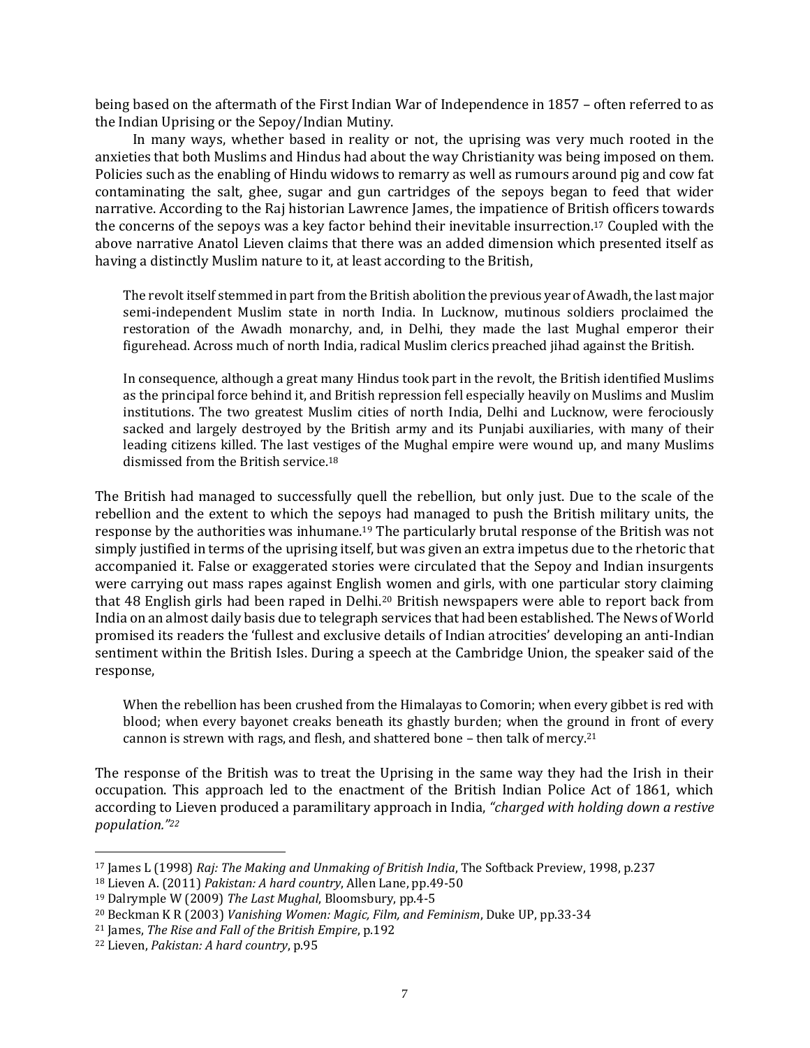being based on the aftermath of the First Indian War of Independence in 1857 – often referred to as the Indian Uprising or the Sepoy/Indian Mutiny.

In many ways, whether based in reality or not, the uprising was very much rooted in the anxieties that both Muslims and Hindus had about the way Christianity was being imposed on them. Policies such as the enabling of Hindu widows to remarry as well as rumours around pig and cow fat contaminating the salt, ghee, sugar and gun cartridges of the sepoys began to feed that wider narrative. According to the Raj historian Lawrence James, the impatience of British officers towards the concerns of the sepoys was a key factor behind their inevitable insurrection.[17] Coupled with the above narrative Anatol Lieven claims that there was an added dimension which presented itself as having a distinctly Muslim nature to it, at least according to the British,

> The revolt itself stemmed in part from the British abolition the previous year of Awadh, the last major semi-independent Muslim state in north India. In Lucknow, mutinous soldiers proclaimed the restoration of the Awadh monarchy, and, in Delhi, they made the last Mughal emperor their figurehead. Across much of north India, radical Muslim clerics preached jihad against the British.
>
> In consequence, although a great many Hindus took part in the revolt, the British identified Muslims as the principal force behind it, and British repression fell especially heavily on Muslims and Muslim institutions. The two greatest Muslim cities of north India, Delhi and Lucknow, were ferociously sacked and largely destroyed by the British army and its Punjabi auxiliaries, with many of their leading citizens killed. The last vestiges of the Mughal empire were wound up, and many Muslims dismissed from the British service.[18]

The British had managed to successfully quell the rebellion, but only just. Due to the scale of the rebellion and the extent to which the sepoys had managed to push the British military units, the response by the authorities was inhumane.[19] The particularly brutal response of the British was not simply justified in terms of the uprising itself, but was given an extra impetus due to the rhetoric that accompanied it. False or exaggerated stories were circulated that the Sepoy and Indian insurgents were carrying out mass rapes against English women and girls, with one particular story claiming that 48 English girls had been raped in Delhi.[20] British newspapers were able to report back from India on an almost daily basis due to telegraph services that had been established. The News of World promised its readers the 'fullest and exclusive details of Indian atrocities' developing an anti-Indian sentiment within the British Isles. During a speech at the Cambridge Union, the speaker said of the response,

> When the rebellion has been crushed from the Himalayas to Comorin; when every gibbet is red with blood; when every bayonet creaks beneath its ghastly burden; when the ground in front of every cannon is strewn with rags, and flesh, and shattered bone – then talk of mercy.[21]

The response of the British was to treat the Uprising in the same way they had the Irish in their occupation. This approach led to the enactment of the British Indian Police Act of 1861, which according to Lieven produced a paramilitary approach in India, *"charged with holding down a restive population."[22]*

---

[17] James L (1998) *Raj: The Making and Unmaking of British India*, The Softback Preview, 1998, p.237

[18] Lieven A. (2011) *Pakistan: A hard country*, Allen Lane, pp.49-50

[19] Dalrymple W (2009) *The Last Mughal*, Bloomsbury, pp.4-5

[20] Beckman K R (2003) *Vanishing Women: Magic, Film, and Feminism*, Duke UP, pp.33-34

[21] James, *The Rise and Fall of the British Empire*, p.192

[22] Lieven, *Pakistan: A hard country*, p.95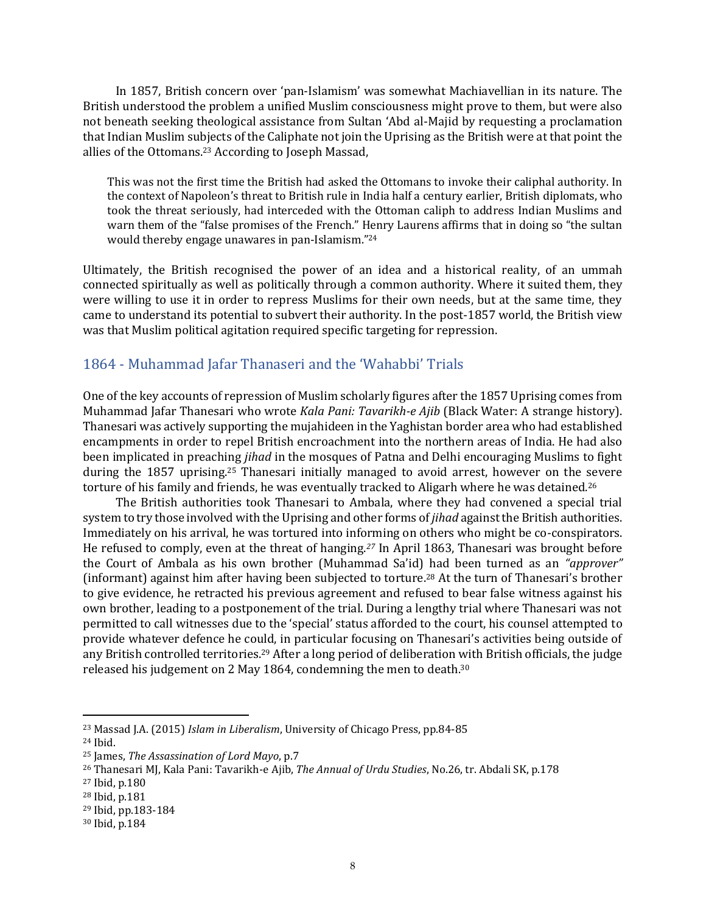In 1857, British concern over 'pan-Islamism' was somewhat Machiavellian in its nature. The British understood the problem a unified Muslim consciousness might prove to them, but were also not beneath seeking theological assistance from Sultan 'Abd al-Majid by requesting a proclamation that Indian Muslim subjects of the Caliphate not join the Uprising as the British were at that point the allies of the Ottomans.[23] According to Joseph Massad,

> This was not the first time the British had asked the Ottomans to invoke their caliphal authority. In the context of Napoleon's threat to British rule in India half a century earlier, British diplomats, who took the threat seriously, had interceded with the Ottoman caliph to address Indian Muslims and warn them of the "false promises of the French." Henry Laurens affirms that in doing so "the sultan would thereby engage unawares in pan-Islamism."[24]

Ultimately, the British recognised the power of an idea and a historical reality, of an ummah connected spiritually as well as politically through a common authority. Where it suited them, they were willing to use it in order to repress Muslims for their own needs, but at the same time, they came to understand its potential to subvert their authority. In the post-1857 world, the British view was that Muslim political agitation required specific targeting for repression.

## 1864 - Muhammad Jafar Thanaseri and the 'Wahabbi' Trials

One of the key accounts of repression of Muslim scholarly figures after the 1857 Uprising comes from Muhammad Jafar Thanesari who wrote *Kala Pani: Tavarikh-e Ajib* (Black Water: A strange history). Thanesari was actively supporting the mujahideen in the Yaghistan border area who had established encampments in order to repel British encroachment into the northern areas of India. He had also been implicated in preaching *jihad* in the mosques of Patna and Delhi encouraging Muslims to fight during the 1857 uprising.[25] Thanesari initially managed to avoid arrest, however on the severe torture of his family and friends, he was eventually tracked to Aligarh where he was detained.[26]

The British authorities took Thanesari to Ambala, where they had convened a special trial system to try those involved with the Uprising and other forms of *jihad* against the British authorities. Immediately on his arrival, he was tortured into informing on others who might be co-conspirators. He refused to comply, even at the threat of hanging.[27] In April 1863, Thanesari was brought before the Court of Ambala as his own brother (Muhammad Sa'id) had been turned as an *"approver"* (informant) against him after having been subjected to torture.[28] At the turn of Thanesari's brother to give evidence, he retracted his previous agreement and refused to bear false witness against his own brother, leading to a postponement of the trial. During a lengthy trial where Thanesari was not permitted to call witnesses due to the 'special' status afforded to the court, his counsel attempted to provide whatever defence he could, in particular focusing on Thanesari's activities being outside of any British controlled territories.[29] After a long period of deliberation with British officials, the judge released his judgement on 2 May 1864, condemning the men to death.[30]

---

[23] Massad J.A. (2015) *Islam in Liberalism*, University of Chicago Press, pp.84-85
[24] Ibid.
[25] James, *The Assassination of Lord Mayo*, p.7
[26] Thanesari MJ, Kala Pani: Tavarikh-e Ajib, *The Annual of Urdu Studies*, No.26, tr. Abdali SK, p.178
[27] Ibid, p.180
[28] Ibid, p.181
[29] Ibid, pp.183-184
[30] Ibid, p.184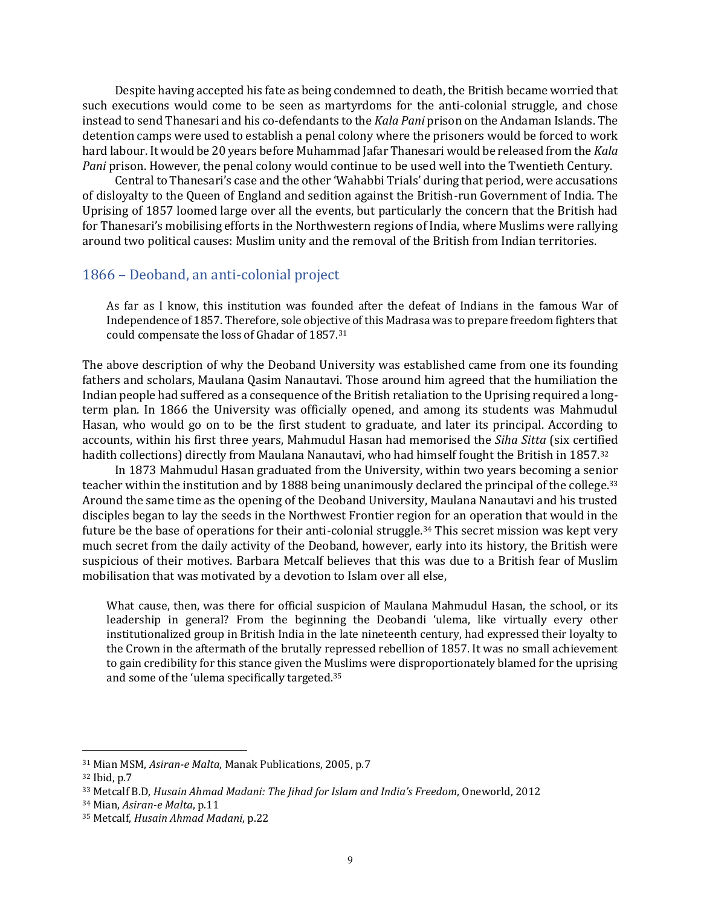Despite having accepted his fate as being condemned to death, the British became worried that such executions would come to be seen as martyrdoms for the anti-colonial struggle, and chose instead to send Thanesari and his co-defendants to the *Kala Pani* prison on the Andaman Islands. The detention camps were used to establish a penal colony where the prisoners would be forced to work hard labour. It would be 20 years before Muhammad Jafar Thanesari would be released from the *Kala Pani* prison. However, the penal colony would continue to be used well into the Twentieth Century.

Central to Thanesari's case and the other 'Wahabbi Trials' during that period, were accusations of disloyalty to the Queen of England and sedition against the British-run Government of India. The Uprising of 1857 loomed large over all the events, but particularly the concern that the British had for Thanesari's mobilising efforts in the Northwestern regions of India, where Muslims were rallying around two political causes: Muslim unity and the removal of the British from Indian territories.

## 1866 – Deoband, an anti-colonial project

> As far as I know, this institution was founded after the defeat of Indians in the famous War of Independence of 1857. Therefore, sole objective of this Madrasa was to prepare freedom fighters that could compensate the loss of Ghadar of 1857.[31]

The above description of why the Deoband University was established came from one its founding fathers and scholars, Maulana Qasim Nanautavi. Those around him agreed that the humiliation the Indian people had suffered as a consequence of the British retaliation to the Uprising required a long-term plan. In 1866 the University was officially opened, and among its students was Mahmudul Hasan, who would go on to be the first student to graduate, and later its principal. According to accounts, within his first three years, Mahmudul Hasan had memorised the *Siha Sitta* (six certified hadith collections) directly from Maulana Nanautavi, who had himself fought the British in 1857.[32]

In 1873 Mahmudul Hasan graduated from the University, within two years becoming a senior teacher within the institution and by 1888 being unanimously declared the principal of the college.[33] Around the same time as the opening of the Deoband University, Maulana Nanautavi and his trusted disciples began to lay the seeds in the Northwest Frontier region for an operation that would in the future be the base of operations for their anti-colonial struggle.[34] This secret mission was kept very much secret from the daily activity of the Deoband, however, early into its history, the British were suspicious of their motives. Barbara Metcalf believes that this was due to a British fear of Muslim mobilisation that was motivated by a devotion to Islam over all else,

> What cause, then, was there for official suspicion of Maulana Mahmudul Hasan, the school, or its leadership in general? From the beginning the Deobandi 'ulema, like virtually every other institutionalized group in British India in the late nineteenth century, had expressed their loyalty to the Crown in the aftermath of the brutally repressed rebellion of 1857. It was no small achievement to gain credibility for this stance given the Muslims were disproportionately blamed for the uprising and some of the 'ulema specifically targeted.[35]

---

[31] Mian MSM, *Asiran-e Malta*, Manak Publications, 2005, p.7

[32] Ibid, p.7

[33] Metcalf B.D, *Husain Ahmad Madani: The Jihad for Islam and India's Freedom*, Oneworld, 2012

[34] Mian, *Asiran-e Malta*, p.11

[35] Metcalf, *Husain Ahmad Madani*, p.22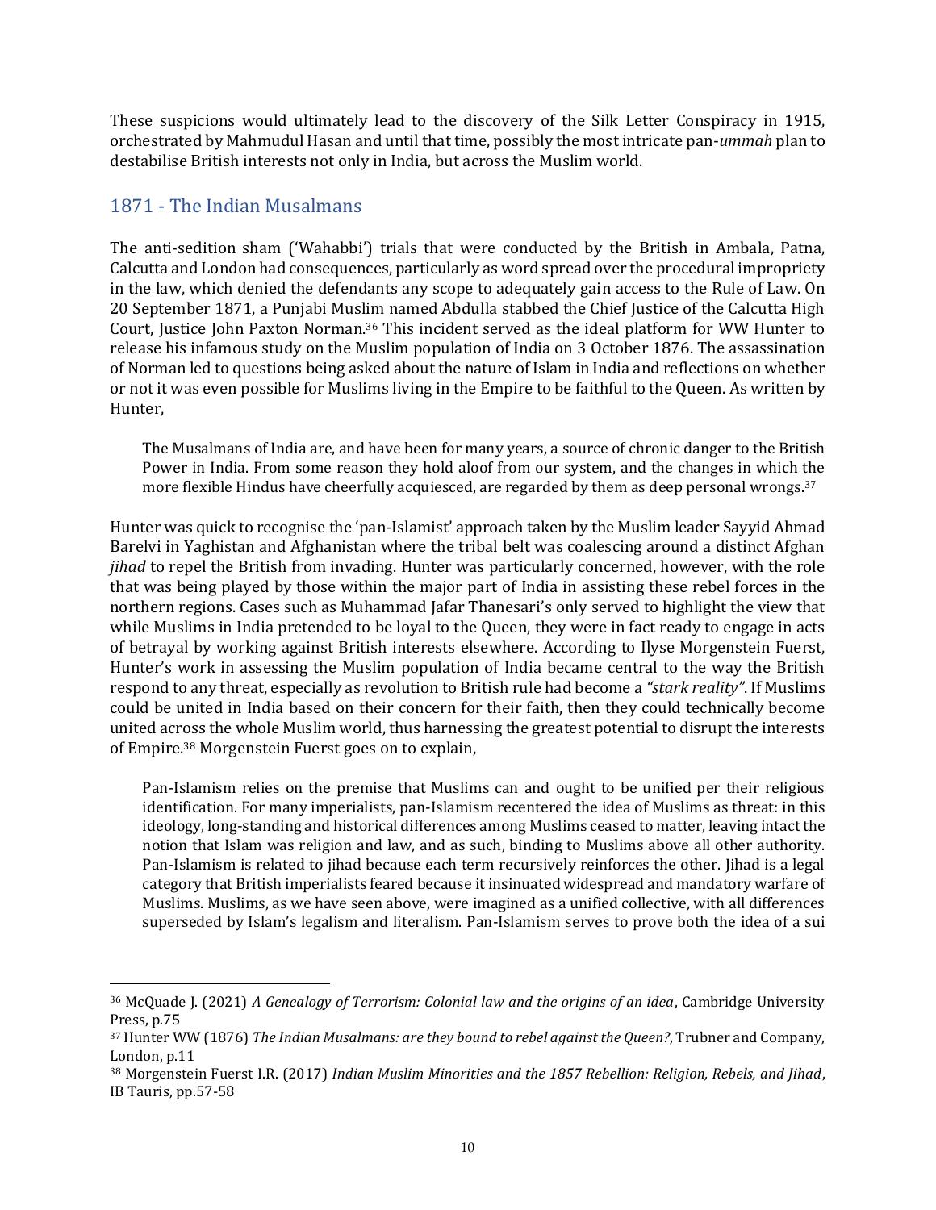These suspicions would ultimately lead to the discovery of the Silk Letter Conspiracy in 1915, orchestrated by Mahmudul Hasan and until that time, possibly the most intricate pan-*ummah* plan to destabilise British interests not only in India, but across the Muslim world.

## 1871 - The Indian Musalmans

The anti-sedition sham ('Wahabbi') trials that were conducted by the British in Ambala, Patna, Calcutta and London had consequences, particularly as word spread over the procedural impropriety in the law, which denied the defendants any scope to adequately gain access to the Rule of Law. On 20 September 1871, a Punjabi Muslim named Abdulla stabbed the Chief Justice of the Calcutta High Court, Justice John Paxton Norman.[36] This incident served as the ideal platform for WW Hunter to release his infamous study on the Muslim population of India on 3 October 1876. The assassination of Norman led to questions being asked about the nature of Islam in India and reflections on whether or not it was even possible for Muslims living in the Empire to be faithful to the Queen. As written by Hunter,

> The Musalmans of India are, and have been for many years, a source of chronic danger to the British Power in India. From some reason they hold aloof from our system, and the changes in which the more flexible Hindus have cheerfully acquiesced, are regarded by them as deep personal wrongs.[37]

Hunter was quick to recognise the 'pan-Islamist' approach taken by the Muslim leader Sayyid Ahmad Barelvi in Yaghistan and Afghanistan where the tribal belt was coalescing around a distinct Afghan *jihad* to repel the British from invading. Hunter was particularly concerned, however, with the role that was being played by those within the major part of India in assisting these rebel forces in the northern regions. Cases such as Muhammad Jafar Thanesari's only served to highlight the view that while Muslims in India pretended to be loyal to the Queen, they were in fact ready to engage in acts of betrayal by working against British interests elsewhere. According to Ilyse Morgenstein Fuerst, Hunter's work in assessing the Muslim population of India became central to the way the British respond to any threat, especially as revolution to British rule had become a *"stark reality"*. If Muslims could be united in India based on their concern for their faith, then they could technically become united across the whole Muslim world, thus harnessing the greatest potential to disrupt the interests of Empire.[38] Morgenstein Fuerst goes on to explain,

> Pan-Islamism relies on the premise that Muslims can and ought to be unified per their religious identification. For many imperialists, pan-Islamism recentered the idea of Muslims as threat: in this ideology, long-standing and historical differences among Muslims ceased to matter, leaving intact the notion that Islam was religion and law, and as such, binding to Muslims above all other authority. Pan-Islamism is related to jihad because each term recursively reinforces the other. Jihad is a legal category that British imperialists feared because it insinuated widespread and mandatory warfare of Muslims. Muslims, as we have seen above, were imagined as a unified collective, with all differences superseded by Islam's legalism and literalism. Pan-Islamism serves to prove both the idea of a sui

---

[36] McQuade J. (2021) *A Genealogy of Terrorism: Colonial law and the origins of an idea*, Cambridge University Press, p.75

[37] Hunter WW (1876) *The Indian Musalmans: are they bound to rebel against the Queen?*, Trubner and Company, London, p.11

[38] Morgenstein Fuerst I.R. (2017) *Indian Muslim Minorities and the 1857 Rebellion: Religion, Rebels, and Jihad*, IB Tauris, pp.57-58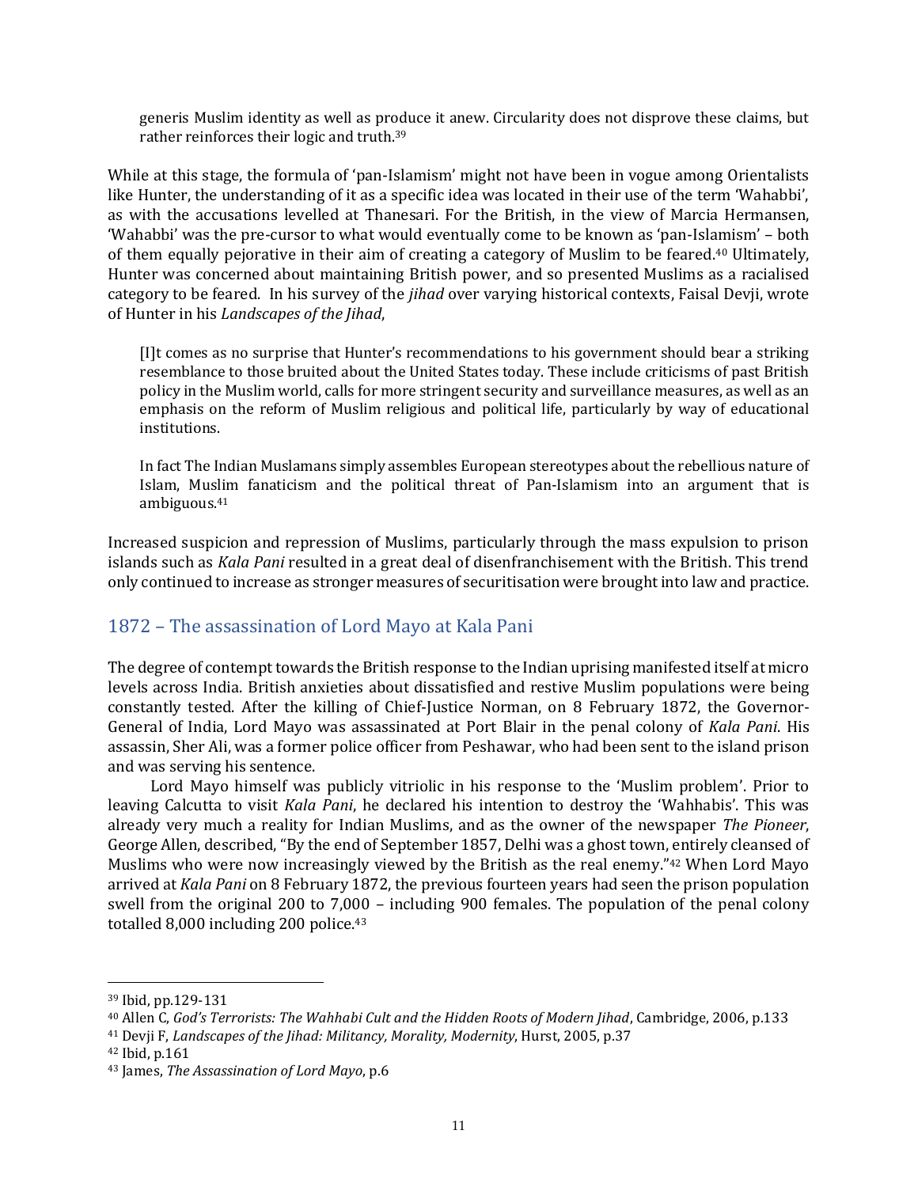> generis Muslim identity as well as produce it anew. Circularity does not disprove these claims, but rather reinforces their logic and truth.[39]

While at this stage, the formula of 'pan-Islamism' might not have been in vogue among Orientalists like Hunter, the understanding of it as a specific idea was located in their use of the term 'Wahabbi', as with the accusations levelled at Thanesari. For the British, in the view of Marcia Hermansen, 'Wahabbi' was the pre-cursor to what would eventually come to be known as 'pan-Islamism' – both of them equally pejorative in their aim of creating a category of Muslim to be feared.[40] Ultimately, Hunter was concerned about maintaining British power, and so presented Muslims as a racialised category to be feared. In his survey of the *jihad* over varying historical contexts, Faisal Devji, wrote of Hunter in his *Landscapes of the Jihad*,

> [I]t comes as no surprise that Hunter's recommendations to his government should bear a striking resemblance to those bruited about the United States today. These include criticisms of past British policy in the Muslim world, calls for more stringent security and surveillance measures, as well as an emphasis on the reform of Muslim religious and political life, particularly by way of educational institutions.
>
> In fact The Indian Muslamans simply assembles European stereotypes about the rebellious nature of Islam, Muslim fanaticism and the political threat of Pan-Islamism into an argument that is ambiguous.[41]

Increased suspicion and repression of Muslims, particularly through the mass expulsion to prison islands such as *Kala Pani* resulted in a great deal of disenfranchisement with the British. This trend only continued to increase as stronger measures of securitisation were brought into law and practice.

## 1872 – The assassination of Lord Mayo at Kala Pani

The degree of contempt towards the British response to the Indian uprising manifested itself at micro levels across India. British anxieties about dissatisfied and restive Muslim populations were being constantly tested. After the killing of Chief-Justice Norman, on 8 February 1872, the Governor-General of India, Lord Mayo was assassinated at Port Blair in the penal colony of *Kala Pani*. His assassin, Sher Ali, was a former police officer from Peshawar, who had been sent to the island prison and was serving his sentence.

Lord Mayo himself was publicly vitriolic in his response to the 'Muslim problem'. Prior to leaving Calcutta to visit *Kala Pani*, he declared his intention to destroy the 'Wahhabis'. This was already very much a reality for Indian Muslims, and as the owner of the newspaper *The Pioneer*, George Allen, described, "By the end of September 1857, Delhi was a ghost town, entirely cleansed of Muslims who were now increasingly viewed by the British as the real enemy."[42] When Lord Mayo arrived at *Kala Pani* on 8 February 1872, the previous fourteen years had seen the prison population swell from the original 200 to 7,000 – including 900 females. The population of the penal colony totalled 8,000 including 200 police.[43]

---

[39] Ibid, pp.129-131

[40] Allen C, *God's Terrorists: The Wahhabi Cult and the Hidden Roots of Modern Jihad*, Cambridge, 2006, p.133

[41] Devji F, *Landscapes of the Jihad: Militancy, Morality, Modernity*, Hurst, 2005, p.37

[42] Ibid, p.161

[43] James, *The Assassination of Lord Mayo*, p.6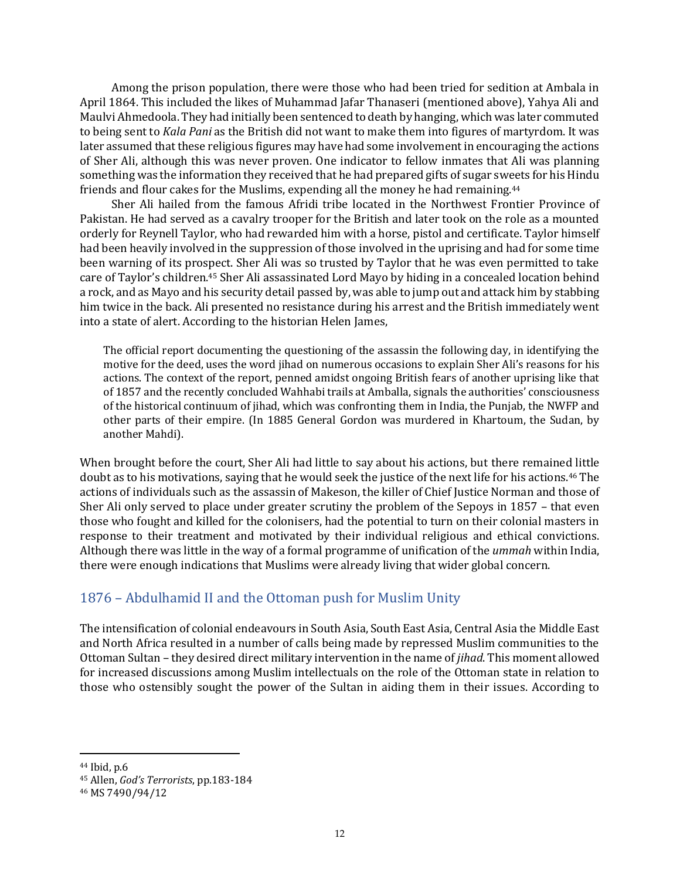Among the prison population, there were those who had been tried for sedition at Ambala in April 1864. This included the likes of Muhammad Jafar Thanaseri (mentioned above), Yahya Ali and Maulvi Ahmedoola. They had initially been sentenced to death by hanging, which was later commuted to being sent to *Kala Pani* as the British did not want to make them into figures of martyrdom. It was later assumed that these religious figures may have had some involvement in encouraging the actions of Sher Ali, although this was never proven. One indicator to fellow inmates that Ali was planning something was the information they received that he had prepared gifts of sugar sweets for his Hindu friends and flour cakes for the Muslims, expending all the money he had remaining.[44]

Sher Ali hailed from the famous Afridi tribe located in the Northwest Frontier Province of Pakistan. He had served as a cavalry trooper for the British and later took on the role as a mounted orderly for Reynell Taylor, who had rewarded him with a horse, pistol and certificate. Taylor himself had been heavily involved in the suppression of those involved in the uprising and had for some time been warning of its prospect. Sher Ali was so trusted by Taylor that he was even permitted to take care of Taylor's children.[45] Sher Ali assassinated Lord Mayo by hiding in a concealed location behind a rock, and as Mayo and his security detail passed by, was able to jump out and attack him by stabbing him twice in the back. Ali presented no resistance during his arrest and the British immediately went into a state of alert. According to the historian Helen James,

> The official report documenting the questioning of the assassin the following day, in identifying the motive for the deed, uses the word jihad on numerous occasions to explain Sher Ali's reasons for his actions. The context of the report, penned amidst ongoing British fears of another uprising like that of 1857 and the recently concluded Wahhabi trails at Amballa, signals the authorities' consciousness of the historical continuum of jihad, which was confronting them in India, the Punjab, the NWFP and other parts of their empire. (In 1885 General Gordon was murdered in Khartoum, the Sudan, by another Mahdi).

When brought before the court, Sher Ali had little to say about his actions, but there remained little doubt as to his motivations, saying that he would seek the justice of the next life for his actions.[46] The actions of individuals such as the assassin of Makeson, the killer of Chief Justice Norman and those of Sher Ali only served to place under greater scrutiny the problem of the Sepoys in 1857 – that even those who fought and killed for the colonisers, had the potential to turn on their colonial masters in response to their treatment and motivated by their individual religious and ethical convictions. Although there was little in the way of a formal programme of unification of the *ummah* within India, there were enough indications that Muslims were already living that wider global concern.

## 1876 – Abdulhamid II and the Ottoman push for Muslim Unity

The intensification of colonial endeavours in South Asia, South East Asia, Central Asia the Middle East and North Africa resulted in a number of calls being made by repressed Muslim communities to the Ottoman Sultan – they desired direct military intervention in the name of *jihad*. This moment allowed for increased discussions among Muslim intellectuals on the role of the Ottoman state in relation to those who ostensibly sought the power of the Sultan in aiding them in their issues. According to

---

[44] Ibid, p.6

[45] Allen, *God's Terrorists*, pp.183-184

[46] MS 7490/94/12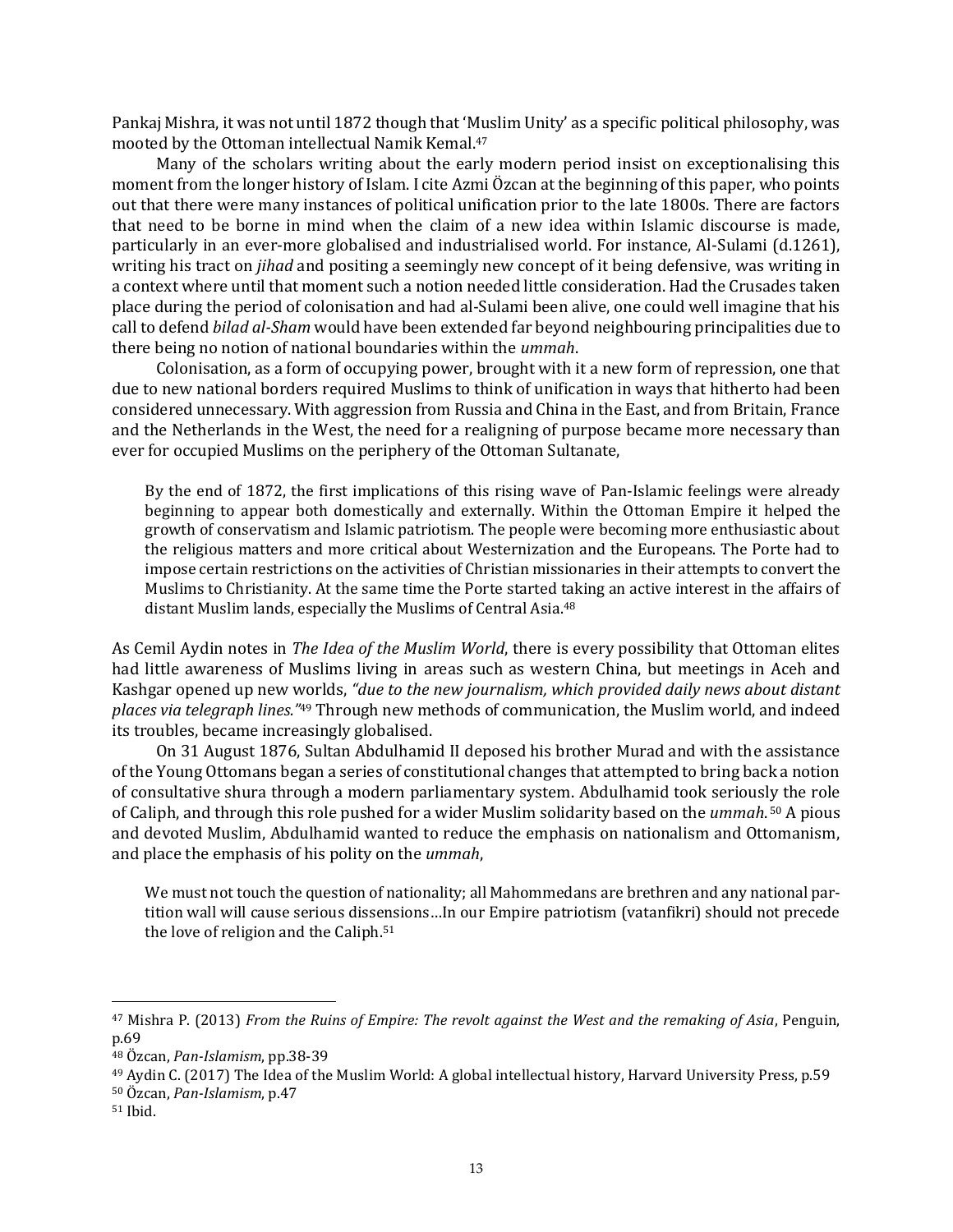Pankaj Mishra, it was not until 1872 though that 'Muslim Unity' as a specific political philosophy, was mooted by the Ottoman intellectual Namik Kemal.[47]

Many of the scholars writing about the early modern period insist on exceptionalising this moment from the longer history of Islam. I cite Azmi Özcan at the beginning of this paper, who points out that there were many instances of political unification prior to the late 1800s. There are factors that need to be borne in mind when the claim of a new idea within Islamic discourse is made, particularly in an ever-more globalised and industrialised world. For instance, Al-Sulami (d.1261), writing his tract on *jihad* and positing a seemingly new concept of it being defensive, was writing in a context where until that moment such a notion needed little consideration. Had the Crusades taken place during the period of colonisation and had al-Sulami been alive, one could well imagine that his call to defend *bilad al-Sham* would have been extended far beyond neighbouring principalities due to there being no notion of national boundaries within the *ummah*.

Colonisation, as a form of occupying power, brought with it a new form of repression, one that due to new national borders required Muslims to think of unification in ways that hitherto had been considered unnecessary. With aggression from Russia and China in the East, and from Britain, France and the Netherlands in the West, the need for a realigning of purpose became more necessary than ever for occupied Muslims on the periphery of the Ottoman Sultanate,

> By the end of 1872, the first implications of this rising wave of Pan-Islamic feelings were already beginning to appear both domestically and externally. Within the Ottoman Empire it helped the growth of conservatism and Islamic patriotism. The people were becoming more enthusiastic about the religious matters and more critical about Westernization and the Europeans. The Porte had to impose certain restrictions on the activities of Christian missionaries in their attempts to convert the Muslims to Christianity. At the same time the Porte started taking an active interest in the affairs of distant Muslim lands, especially the Muslims of Central Asia.[48]

As Cemil Aydin notes in *The Idea of the Muslim World*, there is every possibility that Ottoman elites had little awareness of Muslims living in areas such as western China, but meetings in Aceh and Kashgar opened up new worlds, *"due to the new journalism, which provided daily news about distant places via telegraph lines."*[49] Through new methods of communication, the Muslim world, and indeed its troubles, became increasingly globalised.

On 31 August 1876, Sultan Abdulhamid II deposed his brother Murad and with the assistance of the Young Ottomans began a series of constitutional changes that attempted to bring back a notion of consultative shura through a modern parliamentary system. Abdulhamid took seriously the role of Caliph, and through this role pushed for a wider Muslim solidarity based on the *ummah*.[50] A pious and devoted Muslim, Abdulhamid wanted to reduce the emphasis on nationalism and Ottomanism, and place the emphasis of his polity on the *ummah*,

> We must not touch the question of nationality; all Mahommedans are brethren and any national partition wall will cause serious dissensions…In our Empire patriotism (vatanfikri) should not precede the love of religion and the Caliph.[51]

---

[47] Mishra P. (2013) *From the Ruins of Empire: The revolt against the West and the remaking of Asia*, Penguin, p.69

[48] Özcan, *Pan-Islamism*, pp.38-39

[49] Aydin C. (2017) The Idea of the Muslim World: A global intellectual history, Harvard University Press, p.59

[50] Özcan, *Pan-Islamism*, p.47

[51] Ibid.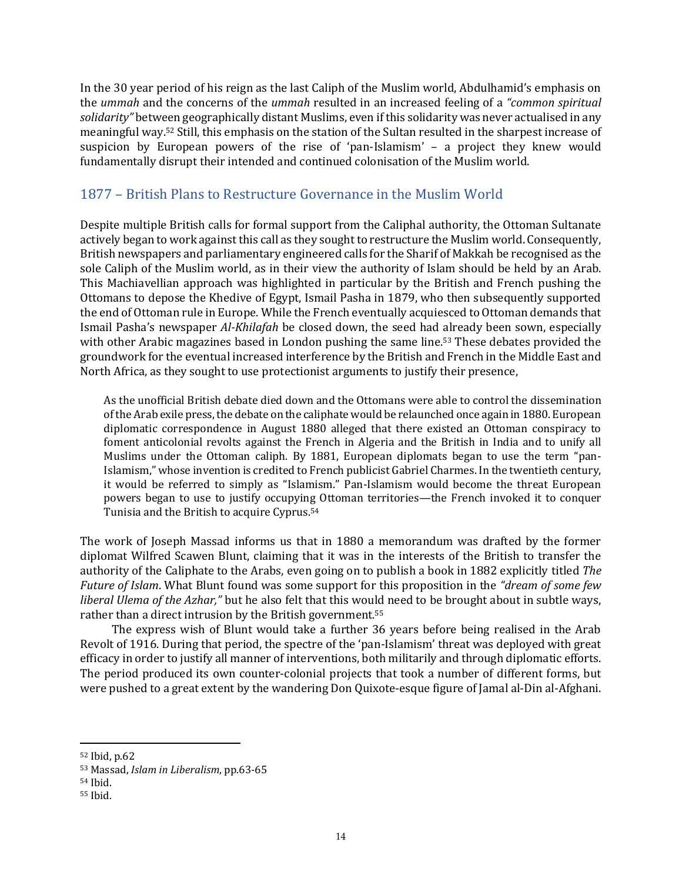In the 30 year period of his reign as the last Caliph of the Muslim world, Abdulhamid's emphasis on the *ummah* and the concerns of the *ummah* resulted in an increased feeling of a *"common spiritual solidarity"* between geographically distant Muslims, even if this solidarity was never actualised in any meaningful way.[52] Still, this emphasis on the station of the Sultan resulted in the sharpest increase of suspicion by European powers of the rise of 'pan-Islamism' – a project they knew would fundamentally disrupt their intended and continued colonisation of the Muslim world.

## 1877 – British Plans to Restructure Governance in the Muslim World

Despite multiple British calls for formal support from the Caliphal authority, the Ottoman Sultanate actively began to work against this call as they sought to restructure the Muslim world. Consequently, British newspapers and parliamentary engineered calls for the Sharif of Makkah be recognised as the sole Caliph of the Muslim world, as in their view the authority of Islam should be held by an Arab. This Machiavellian approach was highlighted in particular by the British and French pushing the Ottomans to depose the Khedive of Egypt, Ismail Pasha in 1879, who then subsequently supported the end of Ottoman rule in Europe. While the French eventually acquiesced to Ottoman demands that Ismail Pasha's newspaper *Al-Khilafah* be closed down, the seed had already been sown, especially with other Arabic magazines based in London pushing the same line.[53] These debates provided the groundwork for the eventual increased interference by the British and French in the Middle East and North Africa, as they sought to use protectionist arguments to justify their presence,

> As the unofficial British debate died down and the Ottomans were able to control the dissemination of the Arab exile press, the debate on the caliphate would be relaunched once again in 1880. European diplomatic correspondence in August 1880 alleged that there existed an Ottoman conspiracy to foment anticolonial revolts against the French in Algeria and the British in India and to unify all Muslims under the Ottoman caliph. By 1881, European diplomats began to use the term "pan-Islamism," whose invention is credited to French publicist Gabriel Charmes. In the twentieth century, it would be referred to simply as "Islamism." Pan-Islamism would become the threat European powers began to use to justify occupying Ottoman territories—the French invoked it to conquer Tunisia and the British to acquire Cyprus.[54]

The work of Joseph Massad informs us that in 1880 a memorandum was drafted by the former diplomat Wilfred Scawen Blunt, claiming that it was in the interests of the British to transfer the authority of the Caliphate to the Arabs, even going on to publish a book in 1882 explicitly titled *The Future of Islam*. What Blunt found was some support for this proposition in the *"dream of some few liberal Ulema of the Azhar,"* but he also felt that this would need to be brought about in subtle ways, rather than a direct intrusion by the British government.[55]

The express wish of Blunt would take a further 36 years before being realised in the Arab Revolt of 1916. During that period, the spectre of the 'pan-Islamism' threat was deployed with great efficacy in order to justify all manner of interventions, both militarily and through diplomatic efforts. The period produced its own counter-colonial projects that took a number of different forms, but were pushed to a great extent by the wandering Don Quixote-esque figure of Jamal al-Din al-Afghani.

---

[52] Ibid, p.62

[53] Massad, *Islam in Liberalism*, pp.63-65

[54] Ibid.

[55] Ibid.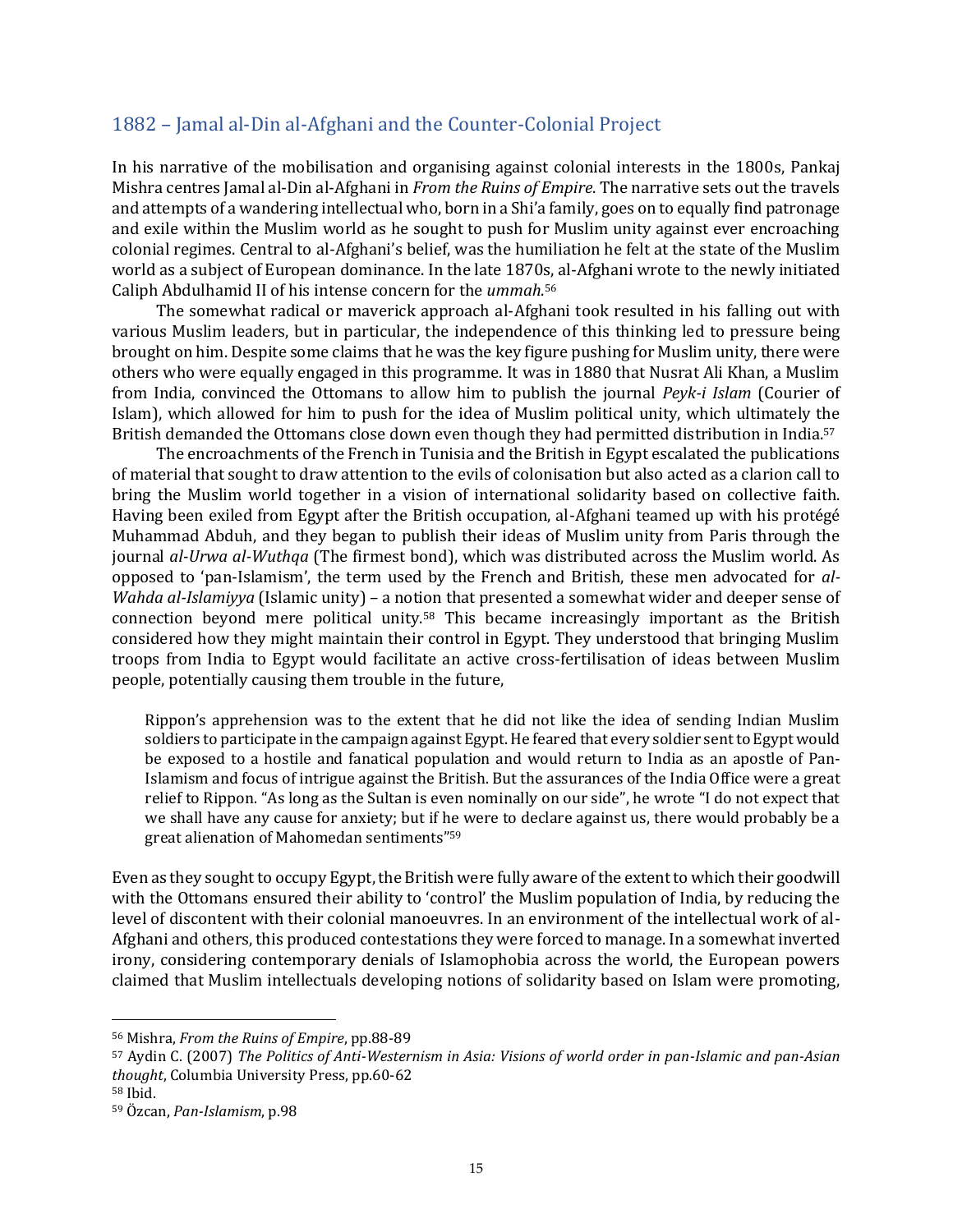## 1882 – Jamal al-Din al-Afghani and the Counter-Colonial Project

In his narrative of the mobilisation and organising against colonial interests in the 1800s, Pankaj Mishra centres Jamal al-Din al-Afghani in *From the Ruins of Empire*. The narrative sets out the travels and attempts of a wandering intellectual who, born in a Shi'a family, goes on to equally find patronage and exile within the Muslim world as he sought to push for Muslim unity against ever encroaching colonial regimes. Central to al-Afghani's belief, was the humiliation he felt at the state of the Muslim world as a subject of European dominance. In the late 1870s, al-Afghani wrote to the newly initiated Caliph Abdulhamid II of his intense concern for the *ummah*.[56]

The somewhat radical or maverick approach al-Afghani took resulted in his falling out with various Muslim leaders, but in particular, the independence of this thinking led to pressure being brought on him. Despite some claims that he was the key figure pushing for Muslim unity, there were others who were equally engaged in this programme. It was in 1880 that Nusrat Ali Khan, a Muslim from India, convinced the Ottomans to allow him to publish the journal *Peyk-i Islam* (Courier of Islam), which allowed for him to push for the idea of Muslim political unity, which ultimately the British demanded the Ottomans close down even though they had permitted distribution in India.[57]

The encroachments of the French in Tunisia and the British in Egypt escalated the publications of material that sought to draw attention to the evils of colonisation but also acted as a clarion call to bring the Muslim world together in a vision of international solidarity based on collective faith. Having been exiled from Egypt after the British occupation, al-Afghani teamed up with his protégé Muhammad Abduh, and they began to publish their ideas of Muslim unity from Paris through the journal *al-Urwa al-Wuthqa* (The firmest bond), which was distributed across the Muslim world. As opposed to 'pan-Islamism', the term used by the French and British, these men advocated for *al-Wahda al-Islamiyya* (Islamic unity) – a notion that presented a somewhat wider and deeper sense of connection beyond mere political unity.[58] This became increasingly important as the British considered how they might maintain their control in Egypt. They understood that bringing Muslim troops from India to Egypt would facilitate an active cross-fertilisation of ideas between Muslim people, potentially causing them trouble in the future,

> Rippon's apprehension was to the extent that he did not like the idea of sending Indian Muslim soldiers to participate in the campaign against Egypt. He feared that every soldier sent to Egypt would be exposed to a hostile and fanatical population and would return to India as an apostle of Pan-Islamism and focus of intrigue against the British. But the assurances of the India Office were a great relief to Rippon. "As long as the Sultan is even nominally on our side", he wrote "I do not expect that we shall have any cause for anxiety; but if he were to declare against us, there would probably be a great alienation of Mahomedan sentiments"[59]

Even as they sought to occupy Egypt, the British were fully aware of the extent to which their goodwill with the Ottomans ensured their ability to 'control' the Muslim population of India, by reducing the level of discontent with their colonial manoeuvres. In an environment of the intellectual work of al-Afghani and others, this produced contestations they were forced to manage. In a somewhat inverted irony, considering contemporary denials of Islamophobia across the world, the European powers claimed that Muslim intellectuals developing notions of solidarity based on Islam were promoting,

---

[56] Mishra, *From the Ruins of Empire*, pp.88-89

[57] Aydin C. (2007) *The Politics of Anti-Westernism in Asia: Visions of world order in pan-Islamic and pan-Asian thought*, Columbia University Press, pp.60-62

[58] Ibid.

[59] Özcan, *Pan-Islamism*, p.98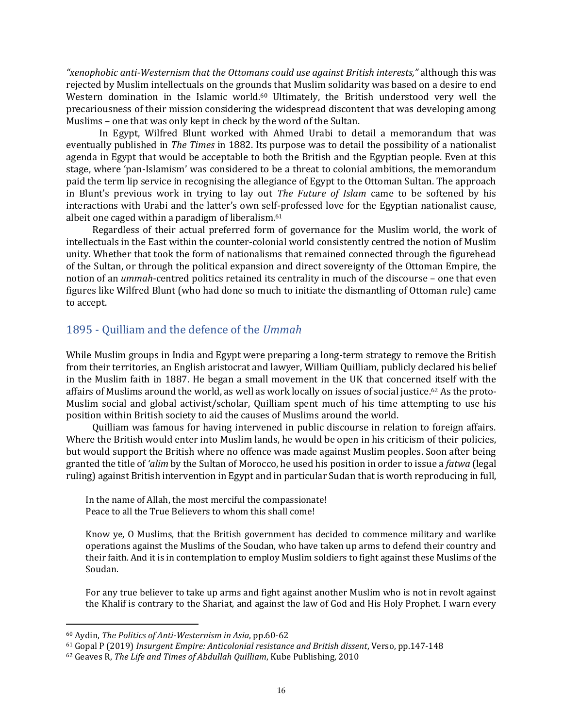*"xenophobic anti-Westernism that the Ottomans could use against British interests,"* although this was rejected by Muslim intellectuals on the grounds that Muslim solidarity was based on a desire to end Western domination in the Islamic world.[60] Ultimately, the British understood very well the precariousness of their mission considering the widespread discontent that was developing among Muslims – one that was only kept in check by the word of the Sultan.

In Egypt, Wilfred Blunt worked with Ahmed Urabi to detail a memorandum that was eventually published in *The Times* in 1882. Its purpose was to detail the possibility of a nationalist agenda in Egypt that would be acceptable to both the British and the Egyptian people. Even at this stage, where 'pan-Islamism' was considered to be a threat to colonial ambitions, the memorandum paid the term lip service in recognising the allegiance of Egypt to the Ottoman Sultan. The approach in Blunt's previous work in trying to lay out *The Future of Islam* came to be softened by his interactions with Urabi and the latter's own self-professed love for the Egyptian nationalist cause, albeit one caged within a paradigm of liberalism.[61]

Regardless of their actual preferred form of governance for the Muslim world, the work of intellectuals in the East within the counter-colonial world consistently centred the notion of Muslim unity. Whether that took the form of nationalisms that remained connected through the figurehead of the Sultan, or through the political expansion and direct sovereignty of the Ottoman Empire, the notion of an *ummah*-centred politics retained its centrality in much of the discourse – one that even figures like Wilfred Blunt (who had done so much to initiate the dismantling of Ottoman rule) came to accept.

## 1895 - Quilliam and the defence of the *Ummah*

While Muslim groups in India and Egypt were preparing a long-term strategy to remove the British from their territories, an English aristocrat and lawyer, William Quilliam, publicly declared his belief in the Muslim faith in 1887. He began a small movement in the UK that concerned itself with the affairs of Muslims around the world, as well as work locally on issues of social justice.[62] As the proto-Muslim social and global activist/scholar, Quilliam spent much of his time attempting to use his position within British society to aid the causes of Muslims around the world.

Quilliam was famous for having intervened in public discourse in relation to foreign affairs. Where the British would enter into Muslim lands, he would be open in his criticism of their policies, but would support the British where no offence was made against Muslim peoples. Soon after being granted the title of *'alim* by the Sultan of Morocco, he used his position in order to issue a *fatwa* (legal ruling) against British intervention in Egypt and in particular Sudan that is worth reproducing in full,

> In the name of Allah, the most merciful the compassionate!
> Peace to all the True Believers to whom this shall come!
>
> Know ye, O Muslims, that the British government has decided to commence military and warlike operations against the Muslims of the Soudan, who have taken up arms to defend their country and their faith. And it is in contemplation to employ Muslim soldiers to fight against these Muslims of the Soudan.
>
> For any true believer to take up arms and fight against another Muslim who is not in revolt against the Khalif is contrary to the Shariat, and against the law of God and His Holy Prophet. I warn every

[60] Aydin, *The Politics of Anti-Westernism in Asia*, pp.60-62

[61] Gopal P (2019) *Insurgent Empire: Anticolonial resistance and British dissent*, Verso, pp.147-148

[62] Geaves R, *The Life and Times of Abdullah Quilliam*, Kube Publishing, 2010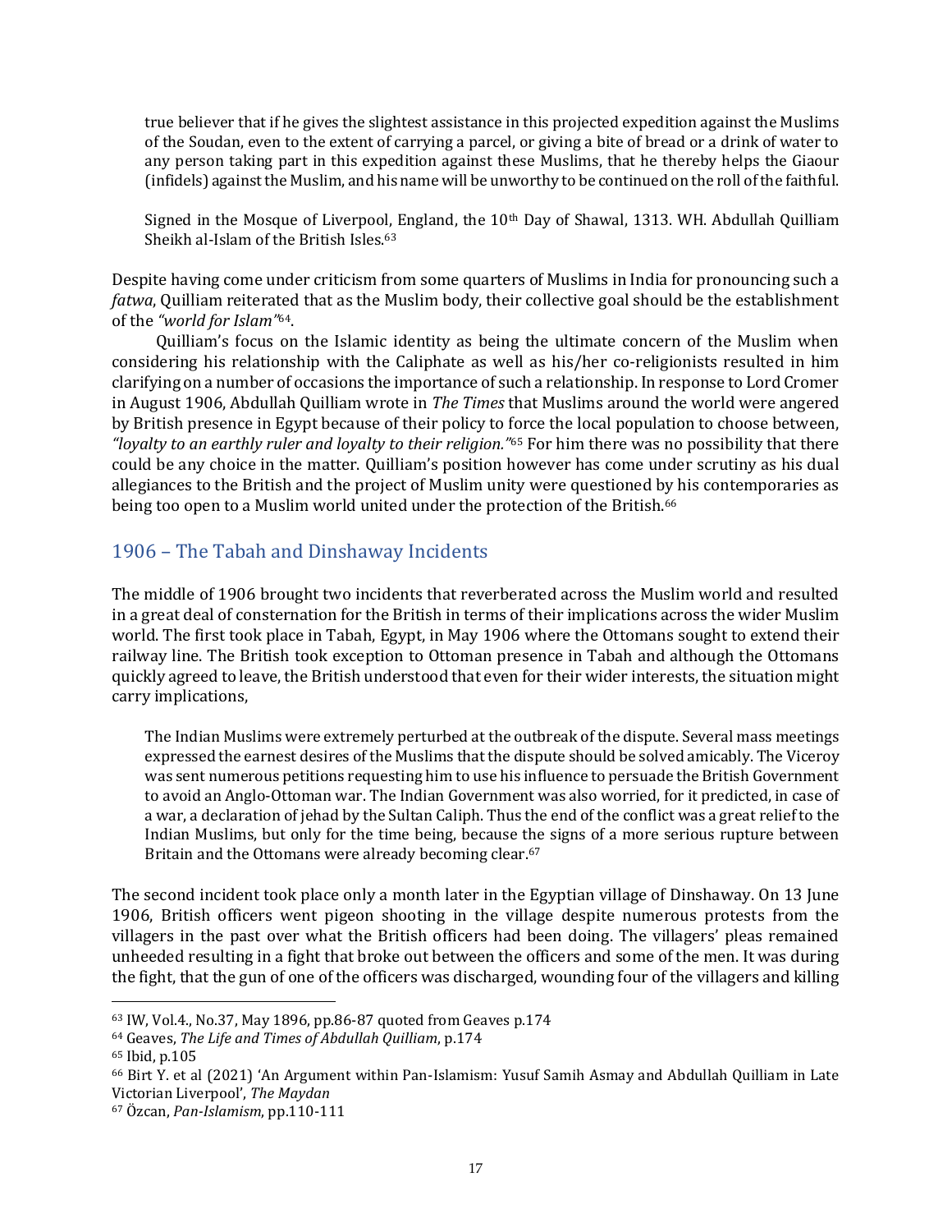> true believer that if he gives the slightest assistance in this projected expedition against the Muslims of the Soudan, even to the extent of carrying a parcel, or giving a bite of bread or a drink of water to any person taking part in this expedition against these Muslims, that he thereby helps the Giaour (infidels) against the Muslim, and his name will be unworthy to be continued on the roll of the faithful.
>
> Signed in the Mosque of Liverpool, England, the 10th Day of Shawal, 1313. WH. Abdullah Quilliam Sheikh al-Islam of the British Isles.[63]

Despite having come under criticism from some quarters of Muslims in India for pronouncing such a *fatwa*, Quilliam reiterated that as the Muslim body, their collective goal should be the establishment of the *"world for Islam"*[64].

Quilliam's focus on the Islamic identity as being the ultimate concern of the Muslim when considering his relationship with the Caliphate as well as his/her co-religionists resulted in him clarifying on a number of occasions the importance of such a relationship. In response to Lord Cromer in August 1906, Abdullah Quilliam wrote in *The Times* that Muslims around the world were angered by British presence in Egypt because of their policy to force the local population to choose between, *"loyalty to an earthly ruler and loyalty to their religion."*[65] For him there was no possibility that there could be any choice in the matter. Quilliam's position however has come under scrutiny as his dual allegiances to the British and the project of Muslim unity were questioned by his contemporaries as being too open to a Muslim world united under the protection of the British.[66]

## 1906 – The Tabah and Dinshaway Incidents

The middle of 1906 brought two incidents that reverberated across the Muslim world and resulted in a great deal of consternation for the British in terms of their implications across the wider Muslim world. The first took place in Tabah, Egypt, in May 1906 where the Ottomans sought to extend their railway line. The British took exception to Ottoman presence in Tabah and although the Ottomans quickly agreed to leave, the British understood that even for their wider interests, the situation might carry implications,

> The Indian Muslims were extremely perturbed at the outbreak of the dispute. Several mass meetings expressed the earnest desires of the Muslims that the dispute should be solved amicably. The Viceroy was sent numerous petitions requesting him to use his influence to persuade the British Government to avoid an Anglo-Ottoman war. The Indian Government was also worried, for it predicted, in case of a war, a declaration of jehad by the Sultan Caliph. Thus the end of the conflict was a great relief to the Indian Muslims, but only for the time being, because the signs of a more serious rupture between Britain and the Ottomans were already becoming clear.[67]

The second incident took place only a month later in the Egyptian village of Dinshaway. On 13 June 1906, British officers went pigeon shooting in the village despite numerous protests from the villagers in the past over what the British officers had been doing. The villagers' pleas remained unheeded resulting in a fight that broke out between the officers and some of the men. It was during the fight, that the gun of one of the officers was discharged, wounding four of the villagers and killing

---

[63] IW, Vol.4., No.37, May 1896, pp.86-87 quoted from Geaves p.174

[64] Geaves, *The Life and Times of Abdullah Quilliam*, p.174

[65] Ibid, p.105

[66] Birt Y. et al (2021) 'An Argument within Pan-Islamism: Yusuf Samih Asmay and Abdullah Quilliam in Late Victorian Liverpool', *The Maydan*

[67] Özcan, *Pan-Islamism*, pp.110-111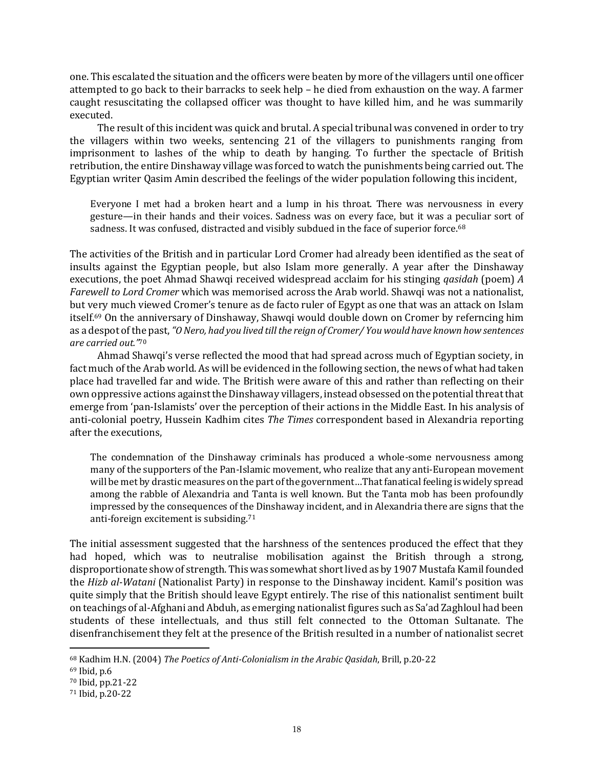one. This escalated the situation and the officers were beaten by more of the villagers until one officer attempted to go back to their barracks to seek help – he died from exhaustion on the way. A farmer caught resuscitating the collapsed officer was thought to have killed him, and he was summarily executed.

The result of this incident was quick and brutal. A special tribunal was convened in order to try the villagers within two weeks, sentencing 21 of the villagers to punishments ranging from imprisonment to lashes of the whip to death by hanging. To further the spectacle of British retribution, the entire Dinshaway village was forced to watch the punishments being carried out. The Egyptian writer Qasim Amin described the feelings of the wider population following this incident,

> Everyone I met had a broken heart and a lump in his throat. There was nervousness in every gesture—in their hands and their voices. Sadness was on every face, but it was a peculiar sort of sadness. It was confused, distracted and visibly subdued in the face of superior force.[68]

The activities of the British and in particular Lord Cromer had already been identified as the seat of insults against the Egyptian people, but also Islam more generally. A year after the Dinshaway executions, the poet Ahmad Shawqi received widespread acclaim for his stinging *qasidah* (poem) *A Farewell to Lord Cromer* which was memorised across the Arab world. Shawqi was not a nationalist, but very much viewed Cromer's tenure as de facto ruler of Egypt as one that was an attack on Islam itself.[69] On the anniversary of Dinshaway, Shawqi would double down on Cromer by referncing him as a despot of the past, *"O Nero, had you lived till the reign of Cromer/ You would have known how sentences are carried out."*[70]

Ahmad Shawqi's verse reflected the mood that had spread across much of Egyptian society, in fact much of the Arab world. As will be evidenced in the following section, the news of what had taken place had travelled far and wide. The British were aware of this and rather than reflecting on their own oppressive actions against the Dinshaway villagers, instead obsessed on the potential threat that emerge from 'pan-Islamists' over the perception of their actions in the Middle East. In his analysis of anti-colonial poetry, Hussein Kadhim cites *The Times* correspondent based in Alexandria reporting after the executions,

> The condemnation of the Dinshaway criminals has produced a whole-some nervousness among many of the supporters of the Pan-Islamic movement, who realize that any anti-European movement will be met by drastic measures on the part of the government…That fanatical feeling is widely spread among the rabble of Alexandria and Tanta is well known. But the Tanta mob has been profoundly impressed by the consequences of the Dinshaway incident, and in Alexandria there are signs that the anti-foreign excitement is subsiding.[71]

The initial assessment suggested that the harshness of the sentences produced the effect that they had hoped, which was to neutralise mobilisation against the British through a strong, disproportionate show of strength. This was somewhat short lived as by 1907 Mustafa Kamil founded the *Hizb al-Watani* (Nationalist Party) in response to the Dinshaway incident. Kamil's position was quite simply that the British should leave Egypt entirely. The rise of this nationalist sentiment built on teachings of al-Afghani and Abduh, as emerging nationalist figures such as Sa'ad Zaghloul had been students of these intellectuals, and thus still felt connected to the Ottoman Sultanate. The disenfranchisement they felt at the presence of the British resulted in a number of nationalist secret

---

[68] Kadhim H.N. (2004) *The Poetics of Anti-Colonialism in the Arabic Qasidah*, Brill, p.20-22

[69] Ibid, p.6

[70] Ibid, pp.21-22

[71] Ibid, p.20-22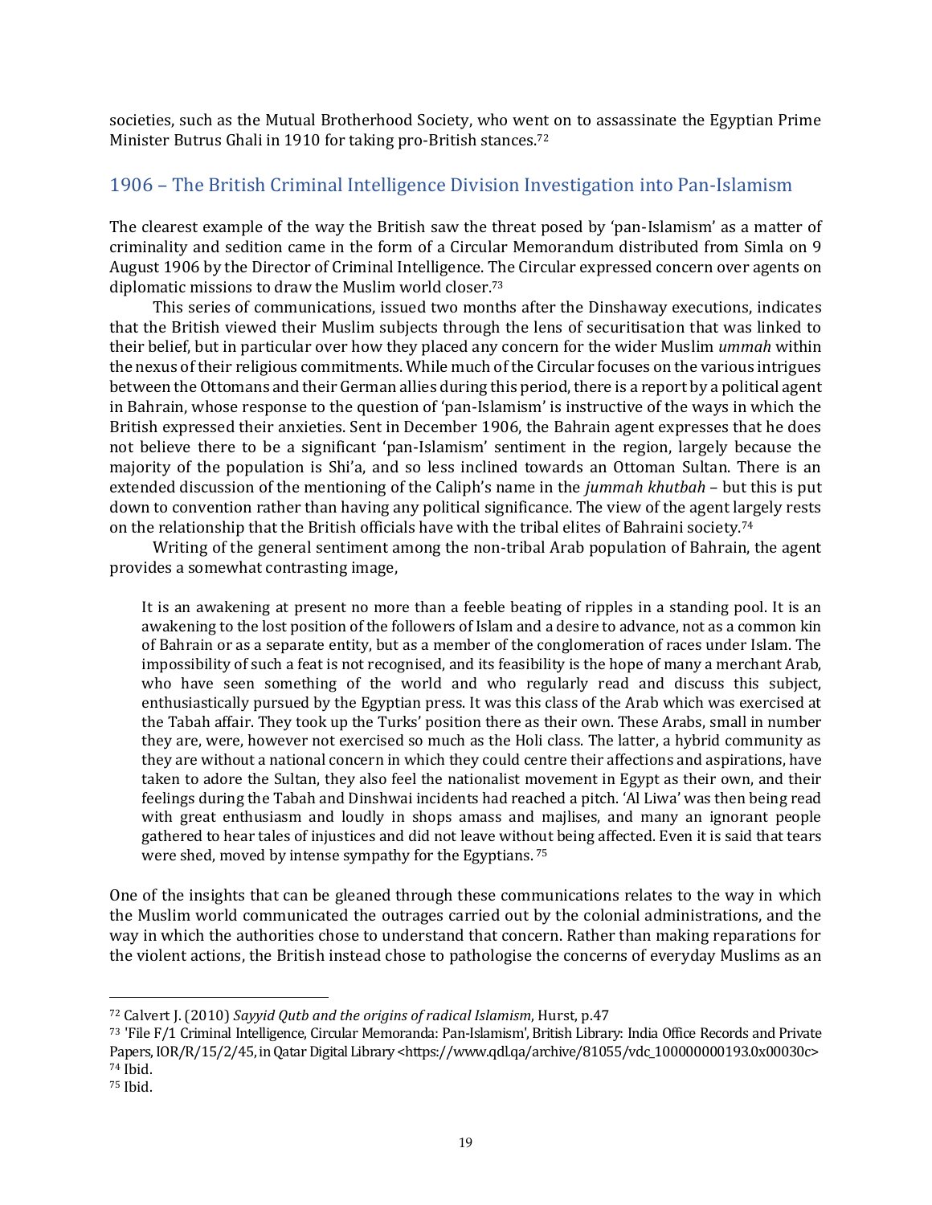societies, such as the Mutual Brotherhood Society, who went on to assassinate the Egyptian Prime Minister Butrus Ghali in 1910 for taking pro-British stances.[72]

## 1906 – The British Criminal Intelligence Division Investigation into Pan-Islamism

The clearest example of the way the British saw the threat posed by 'pan-Islamism' as a matter of criminality and sedition came in the form of a Circular Memorandum distributed from Simla on 9 August 1906 by the Director of Criminal Intelligence. The Circular expressed concern over agents on diplomatic missions to draw the Muslim world closer.[73]

This series of communications, issued two months after the Dinshaway executions, indicates that the British viewed their Muslim subjects through the lens of securitisation that was linked to their belief, but in particular over how they placed any concern for the wider Muslim *ummah* within the nexus of their religious commitments. While much of the Circular focuses on the various intrigues between the Ottomans and their German allies during this period, there is a report by a political agent in Bahrain, whose response to the question of 'pan-Islamism' is instructive of the ways in which the British expressed their anxieties. Sent in December 1906, the Bahrain agent expresses that he does not believe there to be a significant 'pan-Islamism' sentiment in the region, largely because the majority of the population is Shi'a, and so less inclined towards an Ottoman Sultan. There is an extended discussion of the mentioning of the Caliph's name in the *jummah khutbah* – but this is put down to convention rather than having any political significance. The view of the agent largely rests on the relationship that the British officials have with the tribal elites of Bahraini society.[74]

Writing of the general sentiment among the non-tribal Arab population of Bahrain, the agent provides a somewhat contrasting image,

> It is an awakening at present no more than a feeble beating of ripples in a standing pool. It is an awakening to the lost position of the followers of Islam and a desire to advance, not as a common kin of Bahrain or as a separate entity, but as a member of the conglomeration of races under Islam. The impossibility of such a feat is not recognised, and its feasibility is the hope of many a merchant Arab, who have seen something of the world and who regularly read and discuss this subject, enthusiastically pursued by the Egyptian press. It was this class of the Arab which was exercised at the Tabah affair. They took up the Turks' position there as their own. These Arabs, small in number they are, were, however not exercised so much as the Holi class. The latter, a hybrid community as they are without a national concern in which they could centre their affections and aspirations, have taken to adore the Sultan, they also feel the nationalist movement in Egypt as their own, and their feelings during the Tabah and Dinshwai incidents had reached a pitch. 'Al Liwa' was then being read with great enthusiasm and loudly in shops amass and majlises, and many an ignorant people gathered to hear tales of injustices and did not leave without being affected. Even it is said that tears were shed, moved by intense sympathy for the Egyptians.[75]

One of the insights that can be gleaned through these communications relates to the way in which the Muslim world communicated the outrages carried out by the colonial administrations, and the way in which the authorities chose to understand that concern. Rather than making reparations for the violent actions, the British instead chose to pathologise the concerns of everyday Muslims as an

---

[72] Calvert J. (2010) *Sayyid Qutb and the origins of radical Islamism*, Hurst, p.47

[73] 'File F/1 Criminal Intelligence, Circular Memoranda: Pan-Islamism', British Library: India Office Records and Private Papers, IOR/R/15/2/45, in Qatar Digital Library <https://www.qdl.qa/archive/81055/vdc_100000000193.0x00030c>

[74] Ibid.

[75] Ibid.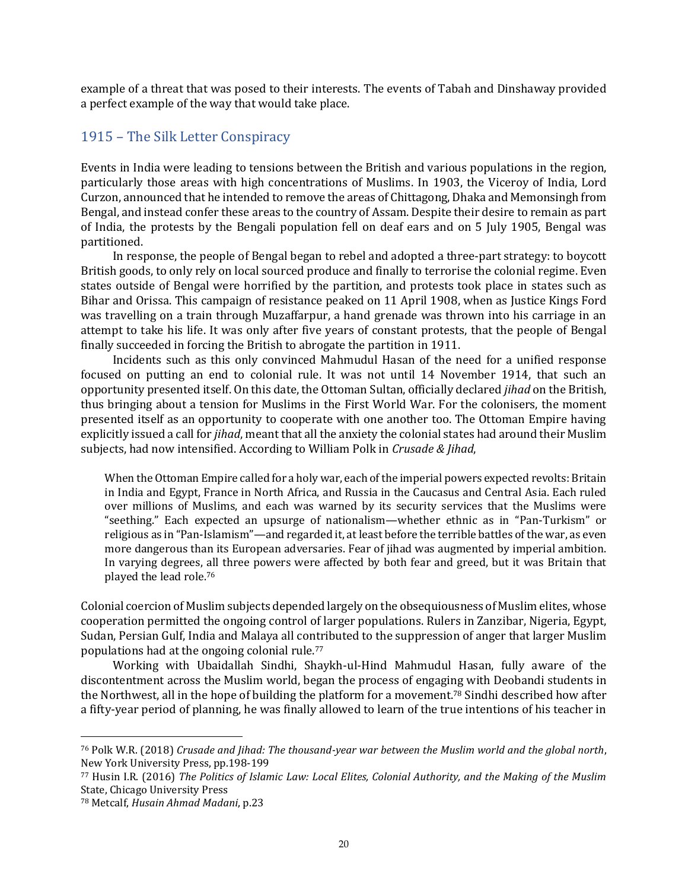example of a threat that was posed to their interests. The events of Tabah and Dinshaway provided a perfect example of the way that would take place.

## 1915 – The Silk Letter Conspiracy

Events in India were leading to tensions between the British and various populations in the region, particularly those areas with high concentrations of Muslims. In 1903, the Viceroy of India, Lord Curzon, announced that he intended to remove the areas of Chittagong, Dhaka and Memonsingh from Bengal, and instead confer these areas to the country of Assam. Despite their desire to remain as part of India, the protests by the Bengali population fell on deaf ears and on 5 July 1905, Bengal was partitioned.

In response, the people of Bengal began to rebel and adopted a three-part strategy: to boycott British goods, to only rely on local sourced produce and finally to terrorise the colonial regime. Even states outside of Bengal were horrified by the partition, and protests took place in states such as Bihar and Orissa. This campaign of resistance peaked on 11 April 1908, when as Justice Kings Ford was travelling on a train through Muzaffarpur, a hand grenade was thrown into his carriage in an attempt to take his life. It was only after five years of constant protests, that the people of Bengal finally succeeded in forcing the British to abrogate the partition in 1911.

Incidents such as this only convinced Mahmudul Hasan of the need for a unified response focused on putting an end to colonial rule. It was not until 14 November 1914, that such an opportunity presented itself. On this date, the Ottoman Sultan, officially declared *jihad* on the British, thus bringing about a tension for Muslims in the First World War. For the colonisers, the moment presented itself as an opportunity to cooperate with one another too. The Ottoman Empire having explicitly issued a call for *jihad*, meant that all the anxiety the colonial states had around their Muslim subjects, had now intensified. According to William Polk in *Crusade & Jihad*,

> When the Ottoman Empire called for a holy war, each of the imperial powers expected revolts: Britain in India and Egypt, France in North Africa, and Russia in the Caucasus and Central Asia. Each ruled over millions of Muslims, and each was warned by its security services that the Muslims were "seething." Each expected an upsurge of nationalism—whether ethnic as in "Pan-Turkism" or religious as in "Pan-Islamism"—and regarded it, at least before the terrible battles of the war, as even more dangerous than its European adversaries. Fear of jihad was augmented by imperial ambition. In varying degrees, all three powers were affected by both fear and greed, but it was Britain that played the lead role.[76]

Colonial coercion of Muslim subjects depended largely on the obsequiousness of Muslim elites, whose cooperation permitted the ongoing control of larger populations. Rulers in Zanzibar, Nigeria, Egypt, Sudan, Persian Gulf, India and Malaya all contributed to the suppression of anger that larger Muslim populations had at the ongoing colonial rule.[77]

Working with Ubaidallah Sindhi, Shaykh-ul-Hind Mahmudul Hasan, fully aware of the discontentment across the Muslim world, began the process of engaging with Deobandi students in the Northwest, all in the hope of building the platform for a movement.[78] Sindhi described how after a fifty-year period of planning, he was finally allowed to learn of the true intentions of his teacher in

---

[76] Polk W.R. (2018) *Crusade and Jihad: The thousand-year war between the Muslim world and the global north*, New York University Press, pp.198-199

[77] Husin I.R. (2016) *The Politics of Islamic Law: Local Elites, Colonial Authority, and the Making of the Muslim State*, Chicago University Press

[78] Metcalf, *Husain Ahmad Madani*, p.23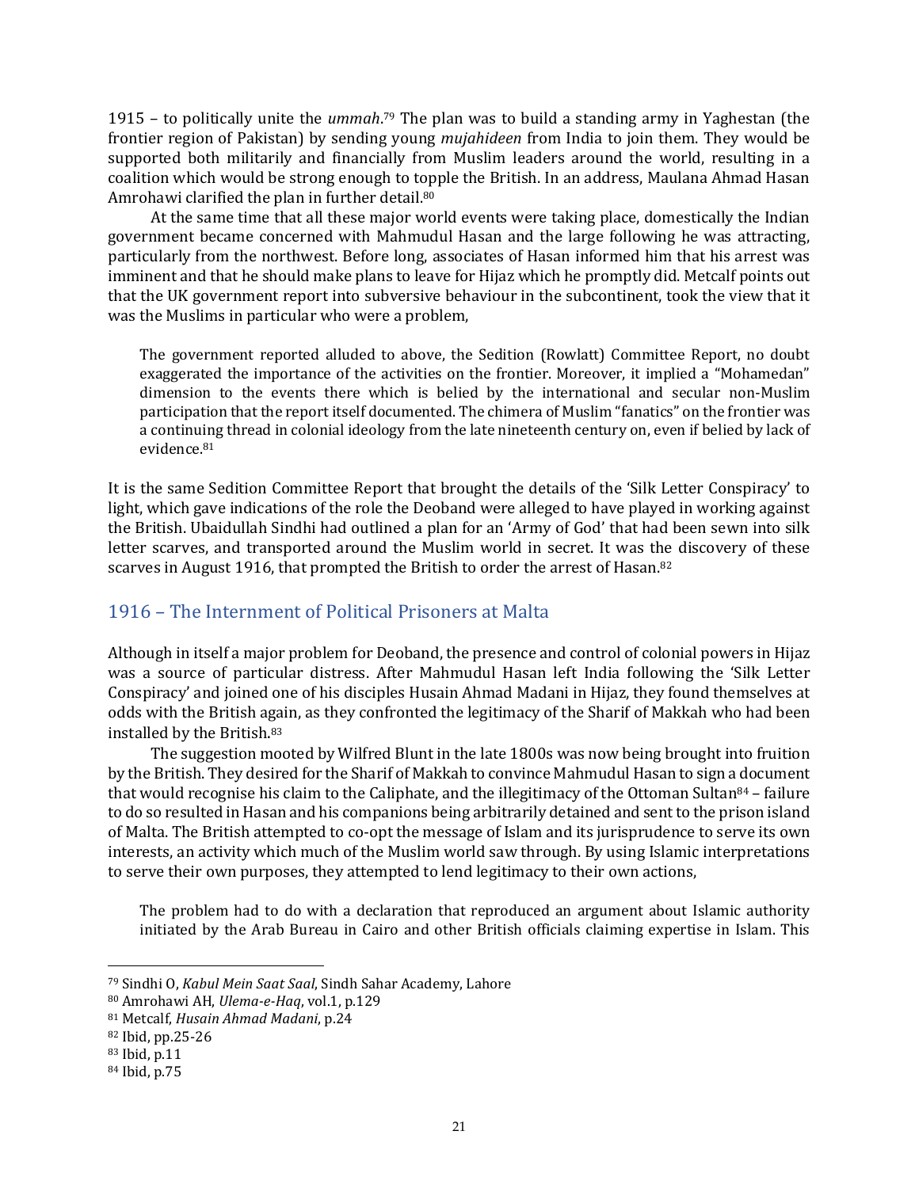1915 – to politically unite the *ummah*.[79] The plan was to build a standing army in Yaghestan (the frontier region of Pakistan) by sending young *mujahideen* from India to join them. They would be supported both militarily and financially from Muslim leaders around the world, resulting in a coalition which would be strong enough to topple the British. In an address, Maulana Ahmad Hasan Amrohawi clarified the plan in further detail.[80]

At the same time that all these major world events were taking place, domestically the Indian government became concerned with Mahmudul Hasan and the large following he was attracting, particularly from the northwest. Before long, associates of Hasan informed him that his arrest was imminent and that he should make plans to leave for Hijaz which he promptly did. Metcalf points out that the UK government report into subversive behaviour in the subcontinent, took the view that it was the Muslims in particular who were a problem,

> The government reported alluded to above, the Sedition (Rowlatt) Committee Report, no doubt exaggerated the importance of the activities on the frontier. Moreover, it implied a "Mohamedan" dimension to the events there which is belied by the international and secular non-Muslim participation that the report itself documented. The chimera of Muslim "fanatics" on the frontier was a continuing thread in colonial ideology from the late nineteenth century on, even if belied by lack of evidence.[81]

It is the same Sedition Committee Report that brought the details of the 'Silk Letter Conspiracy' to light, which gave indications of the role the Deoband were alleged to have played in working against the British. Ubaidullah Sindhi had outlined a plan for an 'Army of God' that had been sewn into silk letter scarves, and transported around the Muslim world in secret. It was the discovery of these scarves in August 1916, that prompted the British to order the arrest of Hasan.[82]

## 1916 – The Internment of Political Prisoners at Malta

Although in itself a major problem for Deoband, the presence and control of colonial powers in Hijaz was a source of particular distress. After Mahmudul Hasan left India following the 'Silk Letter Conspiracy' and joined one of his disciples Husain Ahmad Madani in Hijaz, they found themselves at odds with the British again, as they confronted the legitimacy of the Sharif of Makkah who had been installed by the British.[83]

The suggestion mooted by Wilfred Blunt in the late 1800s was now being brought into fruition by the British. They desired for the Sharif of Makkah to convince Mahmudul Hasan to sign a document that would recognise his claim to the Caliphate, and the illegitimacy of the Ottoman Sultan[84] – failure to do so resulted in Hasan and his companions being arbitrarily detained and sent to the prison island of Malta. The British attempted to co-opt the message of Islam and its jurisprudence to serve its own interests, an activity which much of the Muslim world saw through. By using Islamic interpretations to serve their own purposes, they attempted to lend legitimacy to their own actions,

> The problem had to do with a declaration that reproduced an argument about Islamic authority initiated by the Arab Bureau in Cairo and other British officials claiming expertise in Islam. This

---

[79] Sindhi O, *Kabul Mein Saat Saal*, Sindh Sahar Academy, Lahore

[80] Amrohawi AH, *Ulema-e-Haq*, vol.1, p.129

[81] Metcalf, *Husain Ahmad Madani*, p.24

[82] Ibid, pp.25-26

[83] Ibid, p.11

[84] Ibid, p.75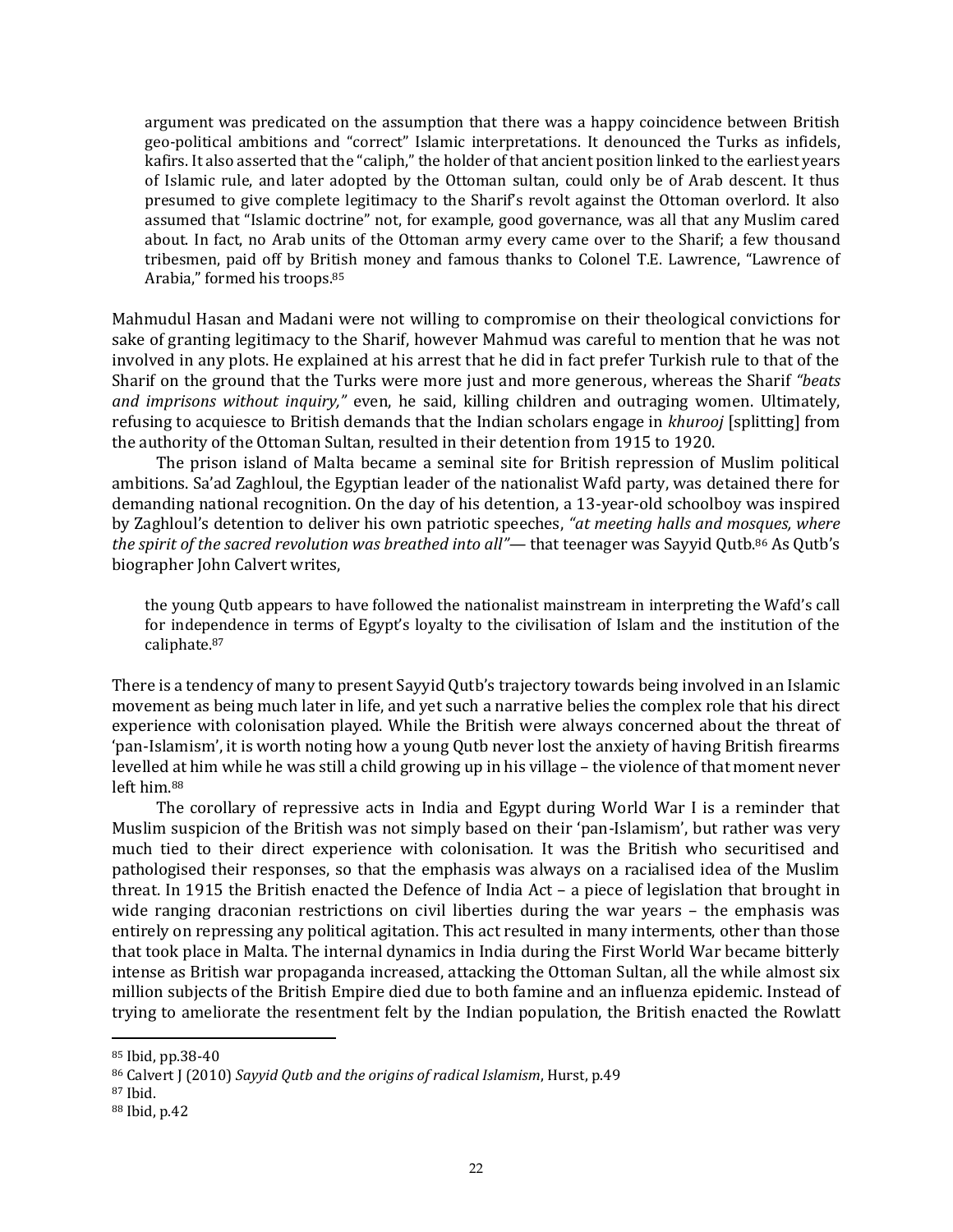> argument was predicated on the assumption that there was a happy coincidence between British geo-political ambitions and "correct" Islamic interpretations. It denounced the Turks as infidels, kafirs. It also asserted that the "caliph," the holder of that ancient position linked to the earliest years of Islamic rule, and later adopted by the Ottoman sultan, could only be of Arab descent. It thus presumed to give complete legitimacy to the Sharif's revolt against the Ottoman overlord. It also assumed that "Islamic doctrine" not, for example, good governance, was all that any Muslim cared about. In fact, no Arab units of the Ottoman army every came over to the Sharif; a few thousand tribesmen, paid off by British money and famous thanks to Colonel T.E. Lawrence, "Lawrence of Arabia," formed his troops.[85]

Mahmudul Hasan and Madani were not willing to compromise on their theological convictions for sake of granting legitimacy to the Sharif, however Mahmud was careful to mention that he was not involved in any plots. He explained at his arrest that he did in fact prefer Turkish rule to that of the Sharif on the ground that the Turks were more just and more generous, whereas the Sharif *"beats and imprisons without inquiry,"* even, he said, killing children and outraging women. Ultimately, refusing to acquiesce to British demands that the Indian scholars engage in *khurooj* [splitting] from the authority of the Ottoman Sultan, resulted in their detention from 1915 to 1920.

The prison island of Malta became a seminal site for British repression of Muslim political ambitions. Sa'ad Zaghloul, the Egyptian leader of the nationalist Wafd party, was detained there for demanding national recognition. On the day of his detention, a 13-year-old schoolboy was inspired by Zaghloul's detention to deliver his own patriotic speeches, *"at meeting halls and mosques, where the spirit of the sacred revolution was breathed into all"*— that teenager was Sayyid Qutb.[86] As Qutb's biographer John Calvert writes,

> the young Qutb appears to have followed the nationalist mainstream in interpreting the Wafd's call for independence in terms of Egypt's loyalty to the civilisation of Islam and the institution of the caliphate.[87]

There is a tendency of many to present Sayyid Qutb's trajectory towards being involved in an Islamic movement as being much later in life, and yet such a narrative belies the complex role that his direct experience with colonisation played. While the British were always concerned about the threat of 'pan-Islamism', it is worth noting how a young Qutb never lost the anxiety of having British firearms levelled at him while he was still a child growing up in his village – the violence of that moment never left him.[88]

The corollary of repressive acts in India and Egypt during World War I is a reminder that Muslim suspicion of the British was not simply based on their 'pan-Islamism', but rather was very much tied to their direct experience with colonisation. It was the British who securitised and pathologised their responses, so that the emphasis was always on a racialised idea of the Muslim threat. In 1915 the British enacted the Defence of India Act – a piece of legislation that brought in wide ranging draconian restrictions on civil liberties during the war years – the emphasis was entirely on repressing any political agitation. This act resulted in many interments, other than those that took place in Malta. The internal dynamics in India during the First World War became bitterly intense as British war propaganda increased, attacking the Ottoman Sultan, all the while almost six million subjects of the British Empire died due to both famine and an influenza epidemic. Instead of trying to ameliorate the resentment felt by the Indian population, the British enacted the Rowlatt

---

[85] Ibid, pp.38-40

[86] Calvert J (2010) *Sayyid Qutb and the origins of radical Islamism*, Hurst, p.49

[87] Ibid.

[88] Ibid, p.42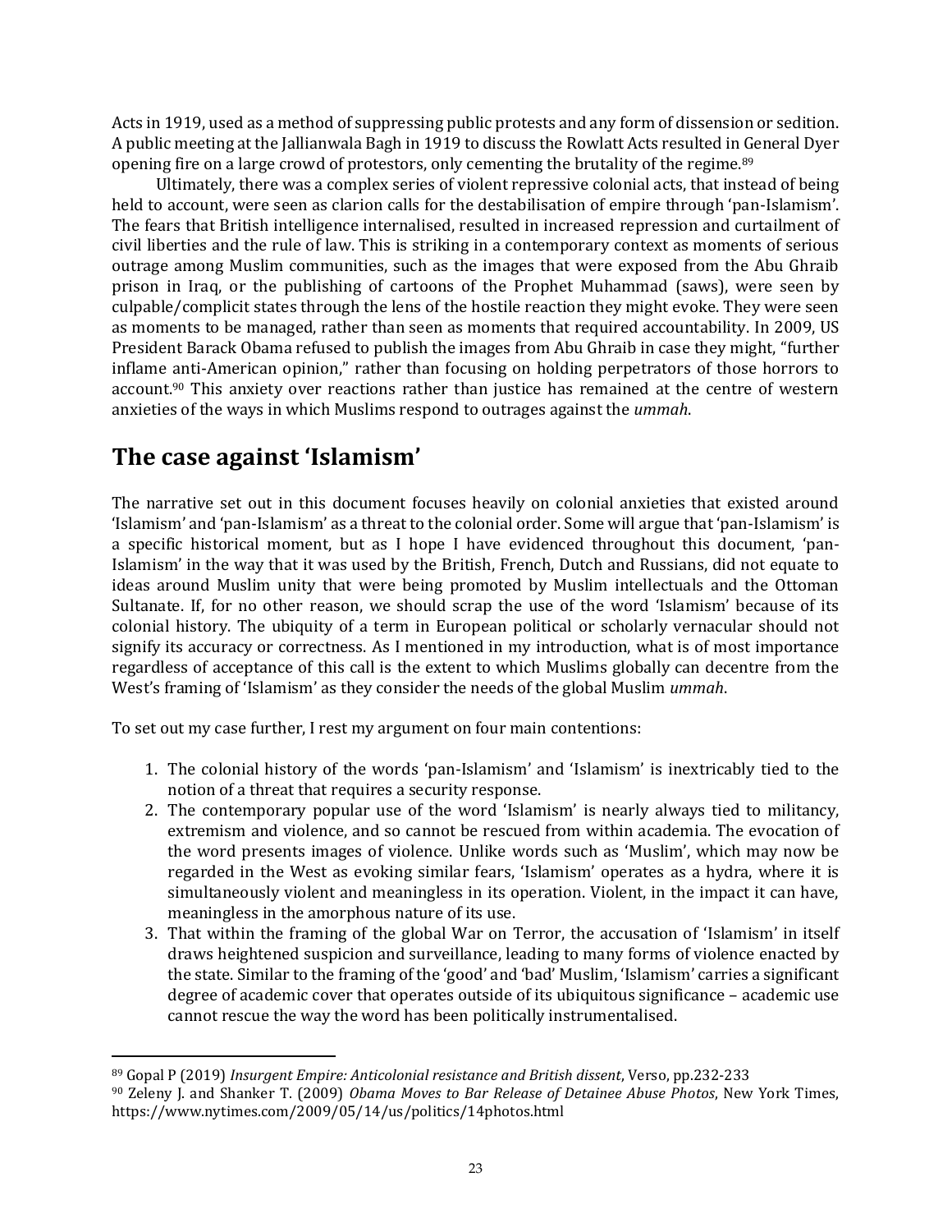Acts in 1919, used as a method of suppressing public protests and any form of dissension or sedition. A public meeting at the Jallianwala Bagh in 1919 to discuss the Rowlatt Acts resulted in General Dyer opening fire on a large crowd of protestors, only cementing the brutality of the regime.[89]

Ultimately, there was a complex series of violent repressive colonial acts, that instead of being held to account, were seen as clarion calls for the destabilisation of empire through 'pan-Islamism'. The fears that British intelligence internalised, resulted in increased repression and curtailment of civil liberties and the rule of law. This is striking in a contemporary context as moments of serious outrage among Muslim communities, such as the images that were exposed from the Abu Ghraib prison in Iraq, or the publishing of cartoons of the Prophet Muhammad (saws), were seen by culpable/complicit states through the lens of the hostile reaction they might evoke. They were seen as moments to be managed, rather than seen as moments that required accountability. In 2009, US President Barack Obama refused to publish the images from Abu Ghraib in case they might, "further inflame anti-American opinion," rather than focusing on holding perpetrators of those horrors to account.[90] This anxiety over reactions rather than justice has remained at the centre of western anxieties of the ways in which Muslims respond to outrages against the *ummah*.

## The case against 'Islamism'

The narrative set out in this document focuses heavily on colonial anxieties that existed around 'Islamism' and 'pan-Islamism' as a threat to the colonial order. Some will argue that 'pan-Islamism' is a specific historical moment, but as I hope I have evidenced throughout this document, 'pan-Islamism' in the way that it was used by the British, French, Dutch and Russians, did not equate to ideas around Muslim unity that were being promoted by Muslim intellectuals and the Ottoman Sultanate. If, for no other reason, we should scrap the use of the word 'Islamism' because of its colonial history. The ubiquity of a term in European political or scholarly vernacular should not signify its accuracy or correctness. As I mentioned in my introduction, what is of most importance regardless of acceptance of this call is the extent to which Muslims globally can decentre from the West's framing of 'Islamism' as they consider the needs of the global Muslim *ummah*.

To set out my case further, I rest my argument on four main contentions:

1. The colonial history of the words 'pan-Islamism' and 'Islamism' is inextricably tied to the notion of a threat that requires a security response.
2. The contemporary popular use of the word 'Islamism' is nearly always tied to militancy, extremism and violence, and so cannot be rescued from within academia. The evocation of the word presents images of violence. Unlike words such as 'Muslim', which may now be regarded in the West as evoking similar fears, 'Islamism' operates as a hydra, where it is simultaneously violent and meaningless in its operation. Violent, in the impact it can have, meaningless in the amorphous nature of its use.
3. That within the framing of the global War on Terror, the accusation of 'Islamism' in itself draws heightened suspicion and surveillance, leading to many forms of violence enacted by the state. Similar to the framing of the 'good' and 'bad' Muslim, 'Islamism' carries a significant degree of academic cover that operates outside of its ubiquitous significance – academic use cannot rescue the way the word has been politically instrumentalised.

---

[89] Gopal P (2019) *Insurgent Empire: Anticolonial resistance and British dissent*, Verso, pp.232-233

[90] Zeleny J. and Shanker T. (2009) *Obama Moves to Bar Release of Detainee Abuse Photos*, New York Times, https://www.nytimes.com/2009/05/14/us/politics/14photos.html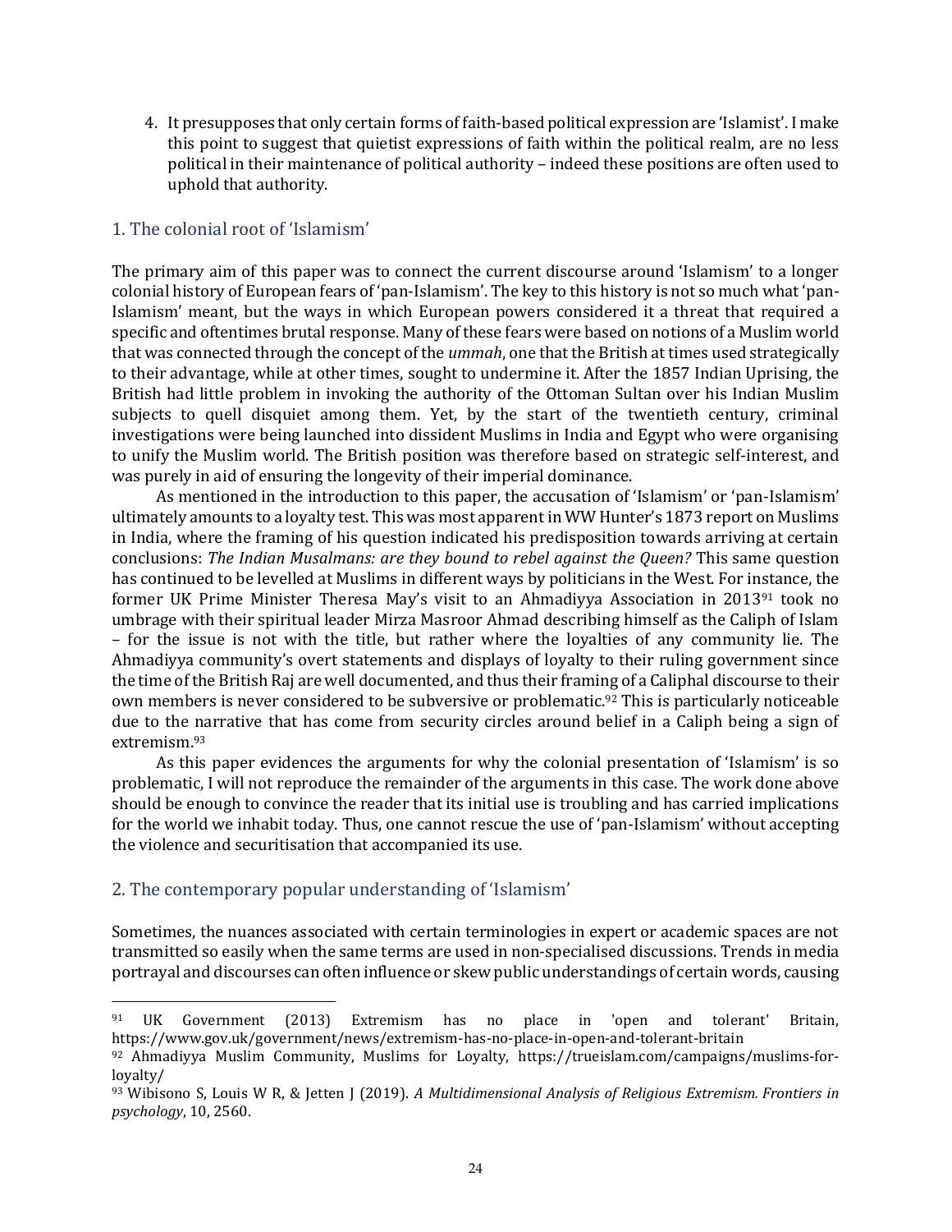4. It presupposes that only certain forms of faith-based political expression are 'Islamist'. I make this point to suggest that quietist expressions of faith within the political realm, are no less political in their maintenance of political authority – indeed these positions are often used to uphold that authority.

## 1. The colonial root of 'Islamism'

The primary aim of this paper was to connect the current discourse around 'Islamism' to a longer colonial history of European fears of 'pan-Islamism'. The key to this history is not so much what 'pan-Islamism' meant, but the ways in which European powers considered it a threat that required a specific and oftentimes brutal response. Many of these fears were based on notions of a Muslim world that was connected through the concept of the *ummah*, one that the British at times used strategically to their advantage, while at other times, sought to undermine it. After the 1857 Indian Uprising, the British had little problem in invoking the authority of the Ottoman Sultan over his Indian Muslim subjects to quell disquiet among them. Yet, by the start of the twentieth century, criminal investigations were being launched into dissident Muslims in India and Egypt who were organising to unify the Muslim world. The British position was therefore based on strategic self-interest, and was purely in aid of ensuring the longevity of their imperial dominance.

As mentioned in the introduction to this paper, the accusation of 'Islamism' or 'pan-Islamism' ultimately amounts to a loyalty test. This was most apparent in WW Hunter's 1873 report on Muslims in India, where the framing of his question indicated his predisposition towards arriving at certain conclusions: *The Indian Musalmans: are they bound to rebel against the Queen?* This same question has continued to be levelled at Muslims in different ways by politicians in the West. For instance, the former UK Prime Minister Theresa May's visit to an Ahmadiyya Association in 2013[91] took no umbrage with their spiritual leader Mirza Masroor Ahmad describing himself as the Caliph of Islam – for the issue is not with the title, but rather where the loyalties of any community lie. The Ahmadiyya community's overt statements and displays of loyalty to their ruling government since the time of the British Raj are well documented, and thus their framing of a Caliphal discourse to their own members is never considered to be subversive or problematic.[92] This is particularly noticeable due to the narrative that has come from security circles around belief in a Caliph being a sign of extremism.[93]

As this paper evidences the arguments for why the colonial presentation of 'Islamism' is so problematic, I will not reproduce the remainder of the arguments in this case. The work done above should be enough to convince the reader that its initial use is troubling and has carried implications for the world we inhabit today. Thus, one cannot rescue the use of 'pan-Islamism' without accepting the violence and securitisation that accompanied its use.

## 2. The contemporary popular understanding of 'Islamism'

Sometimes, the nuances associated with certain terminologies in expert or academic spaces are not transmitted so easily when the same terms are used in non-specialised discussions. Trends in media portrayal and discourses can often influence or skew public understandings of certain words, causing

---

[91] UK Government (2013) Extremism has no place in 'open and tolerant' Britain, https://www.gov.uk/government/news/extremism-has-no-place-in-open-and-tolerant-britain

[92] Ahmadiyya Muslim Community, Muslims for Loyalty, https://trueislam.com/campaigns/muslims-for-loyalty/

[93] Wibisono S, Louis W R, & Jetten J (2019). *A Multidimensional Analysis of Religious Extremism. Frontiers in psychology*, 10, 2560.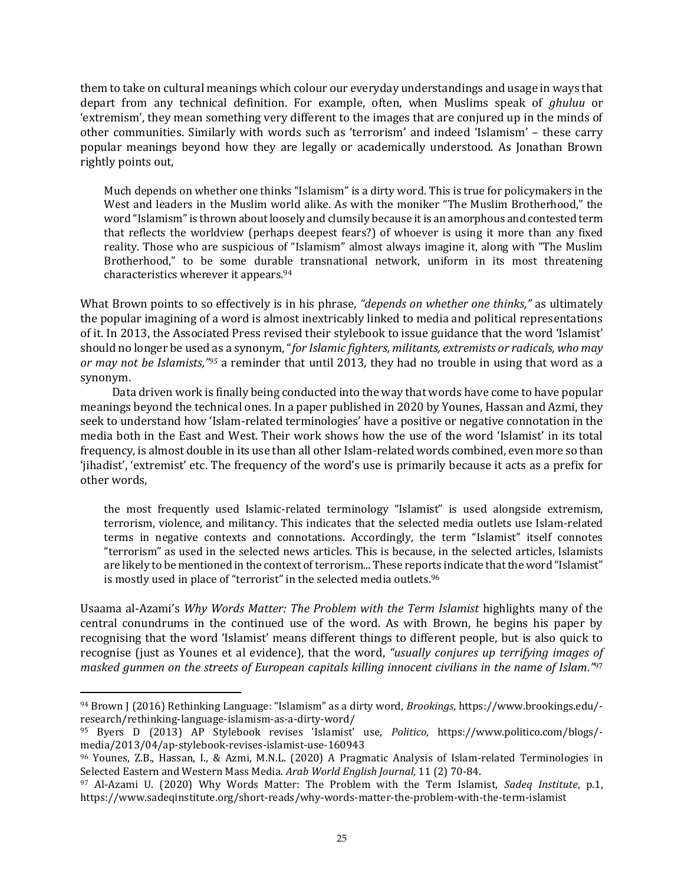them to take on cultural meanings which colour our everyday understandings and usage in ways that depart from any technical definition. For example, often, when Muslims speak of *ghuluu* or 'extremism', they mean something very different to the images that are conjured up in the minds of other communities. Similarly with words such as 'terrorism' and indeed 'Islamism' – these carry popular meanings beyond how they are legally or academically understood. As Jonathan Brown rightly points out,

> Much depends on whether one thinks "Islamism" is a dirty word. This is true for policymakers in the West and leaders in the Muslim world alike. As with the moniker "The Muslim Brotherhood," the word "Islamism" is thrown about loosely and clumsily because it is an amorphous and contested term that reflects the worldview (perhaps deepest fears?) of whoever is using it more than any fixed reality. Those who are suspicious of "Islamism" almost always imagine it, along with "The Muslim Brotherhood," to be some durable transnational network, uniform in its most threatening characteristics wherever it appears.[94]

What Brown points to so effectively is in his phrase, *"depends on whether one thinks,"* as ultimately the popular imagining of a word is almost inextricably linked to media and political representations of it. In 2013, the Associated Press revised their stylebook to issue guidance that the word 'Islamist' should no longer be used as a synonym, "*for Islamic fighters, militants, extremists or radicals, who may or may not be Islamists,"*[95] a reminder that until 2013, they had no trouble in using that word as a synonym.

Data driven work is finally being conducted into the way that words have come to have popular meanings beyond the technical ones. In a paper published in 2020 by Younes, Hassan and Azmi, they seek to understand how 'Islam-related terminologies' have a positive or negative connotation in the media both in the East and West. Their work shows how the use of the word 'Islamist' in its total frequency, is almost double in its use than all other Islam-related words combined, even more so than 'jihadist', 'extremist' etc. The frequency of the word's use is primarily because it acts as a prefix for other words,

> the most frequently used Islamic-related terminology "Islamist" is used alongside extremism, terrorism, violence, and militancy. This indicates that the selected media outlets use Islam-related terms in negative contexts and connotations. Accordingly, the term "Islamist" itself connotes "terrorism" as used in the selected news articles. This is because, in the selected articles, Islamists are likely to be mentioned in the context of terrorism... These reports indicate that the word "Islamist" is mostly used in place of "terrorist" in the selected media outlets.[96]

Usaama al-Azami's *Why Words Matter: The Problem with the Term Islamist* highlights many of the central conundrums in the continued use of the word. As with Brown, he begins his paper by recognising that the word 'Islamist' means different things to different people, but is also quick to recognise (just as Younes et al evidence), that the word, *"usually conjures up terrifying images of masked gunmen on the streets of European capitals killing innocent civilians in the name of Islam."*[97]

---

[94] Brown J (2016) Rethinking Language: "Islamism" as a dirty word, *Brookings*, https://www.brookings.edu/-research/rethinking-language-islamism-as-a-dirty-word/

[95] Byers D (2013) AP Stylebook revises 'Islamist' use, *Politico*, https://www.politico.com/blogs/-media/2013/04/ap-stylebook-revises-islamist-use-160943

[96] Younes, Z.B., Hassan, I., & Azmi, M.N.L. (2020) A Pragmatic Analysis of Islam-related Terminologies in Selected Eastern and Western Mass Media. *Arab World English Journal*, 11 (2) 70-84.

[97] Al-Azami U. (2020) Why Words Matter: The Problem with the Term Islamist, *Sadeq Institute*, p.1, https://www.sadeqinstitute.org/short-reads/why-words-matter-the-problem-with-the-term-islamist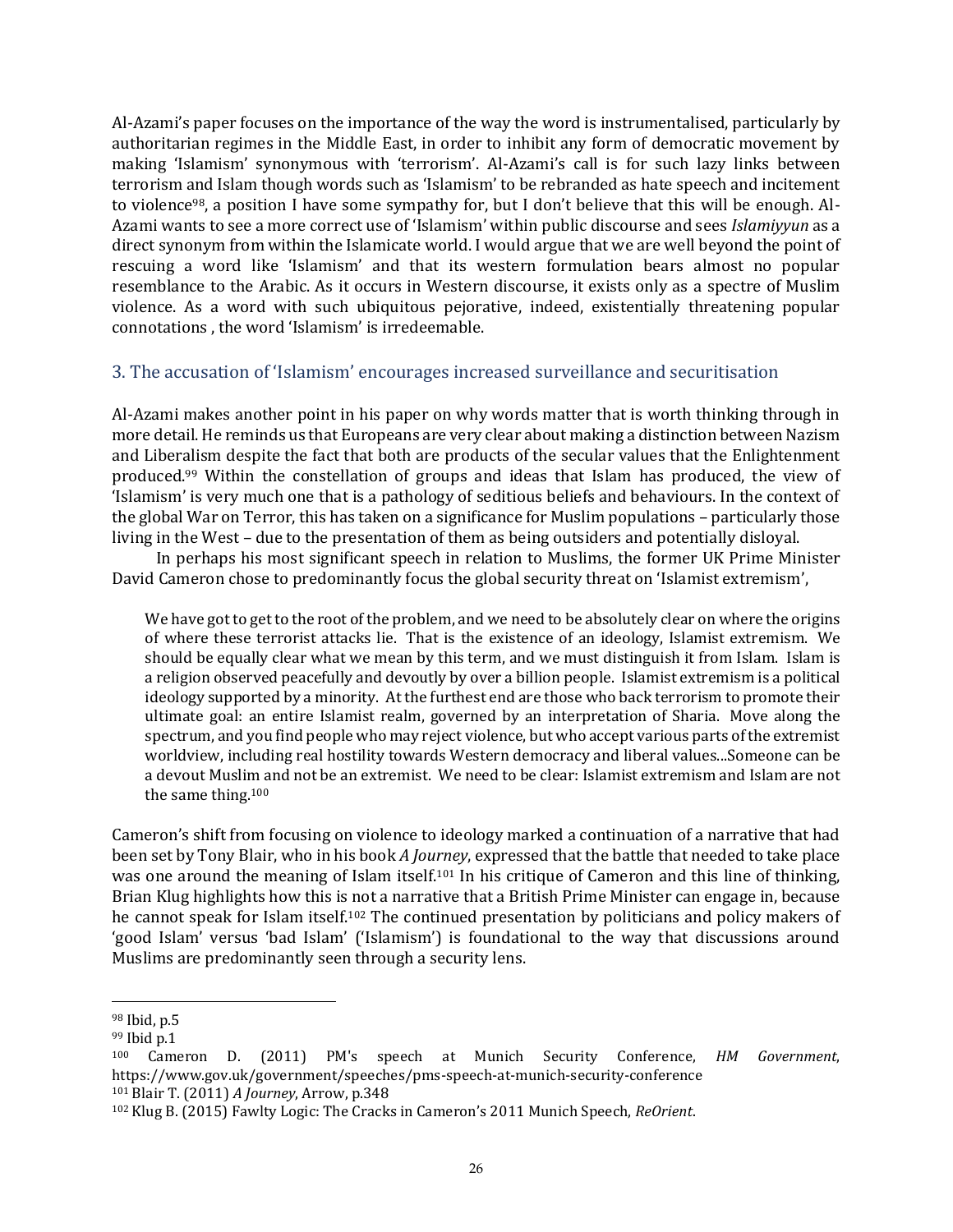Al-Azami's paper focuses on the importance of the way the word is instrumentalised, particularly by authoritarian regimes in the Middle East, in order to inhibit any form of democratic movement by making 'Islamism' synonymous with 'terrorism'. Al-Azami's call is for such lazy links between terrorism and Islam though words such as 'Islamism' to be rebranded as hate speech and incitement to violence[98], a position I have some sympathy for, but I don't believe that this will be enough. Al-Azami wants to see a more correct use of 'Islamism' within public discourse and sees *Islamiyyun* as a direct synonym from within the Islamicate world. I would argue that we are well beyond the point of rescuing a word like 'Islamism' and that its western formulation bears almost no popular resemblance to the Arabic. As it occurs in Western discourse, it exists only as a spectre of Muslim violence. As a word with such ubiquitous pejorative, indeed, existentially threatening popular connotations , the word 'Islamism' is irredeemable.

## 3. The accusation of 'Islamism' encourages increased surveillance and securitisation

Al-Azami makes another point in his paper on why words matter that is worth thinking through in more detail. He reminds us that Europeans are very clear about making a distinction between Nazism and Liberalism despite the fact that both are products of the secular values that the Enlightenment produced.[99] Within the constellation of groups and ideas that Islam has produced, the view of 'Islamism' is very much one that is a pathology of seditious beliefs and behaviours. In the context of the global War on Terror, this has taken on a significance for Muslim populations – particularly those living in the West – due to the presentation of them as being outsiders and potentially disloyal.

In perhaps his most significant speech in relation to Muslims, the former UK Prime Minister David Cameron chose to predominantly focus the global security threat on 'Islamist extremism',

> We have got to get to the root of the problem, and we need to be absolutely clear on where the origins of where these terrorist attacks lie. That is the existence of an ideology, Islamist extremism. We should be equally clear what we mean by this term, and we must distinguish it from Islam. Islam is a religion observed peacefully and devoutly by over a billion people. Islamist extremism is a political ideology supported by a minority. At the furthest end are those who back terrorism to promote their ultimate goal: an entire Islamist realm, governed by an interpretation of Sharia. Move along the spectrum, and you find people who may reject violence, but who accept various parts of the extremist worldview, including real hostility towards Western democracy and liberal values...Someone can be a devout Muslim and not be an extremist. We need to be clear: Islamist extremism and Islam are not the same thing.[100]

Cameron's shift from focusing on violence to ideology marked a continuation of a narrative that had been set by Tony Blair, who in his book *A Journey*, expressed that the battle that needed to take place was one around the meaning of Islam itself.[101] In his critique of Cameron and this line of thinking, Brian Klug highlights how this is not a narrative that a British Prime Minister can engage in, because he cannot speak for Islam itself.[102] The continued presentation by politicians and policy makers of 'good Islam' versus 'bad Islam' ('Islamism') is foundational to the way that discussions around Muslims are predominantly seen through a security lens.

---

[98] Ibid, p.5

[99] Ibid p.1

[100] Cameron D. (2011) PM's speech at Munich Security Conference, *HM Government*, https://www.gov.uk/government/speeches/pms-speech-at-munich-security-conference

[101] Blair T. (2011) *A Journey*, Arrow, p.348

[102] Klug B. (2015) Fawlty Logic: The Cracks in Cameron's 2011 Munich Speech, *ReOrient*.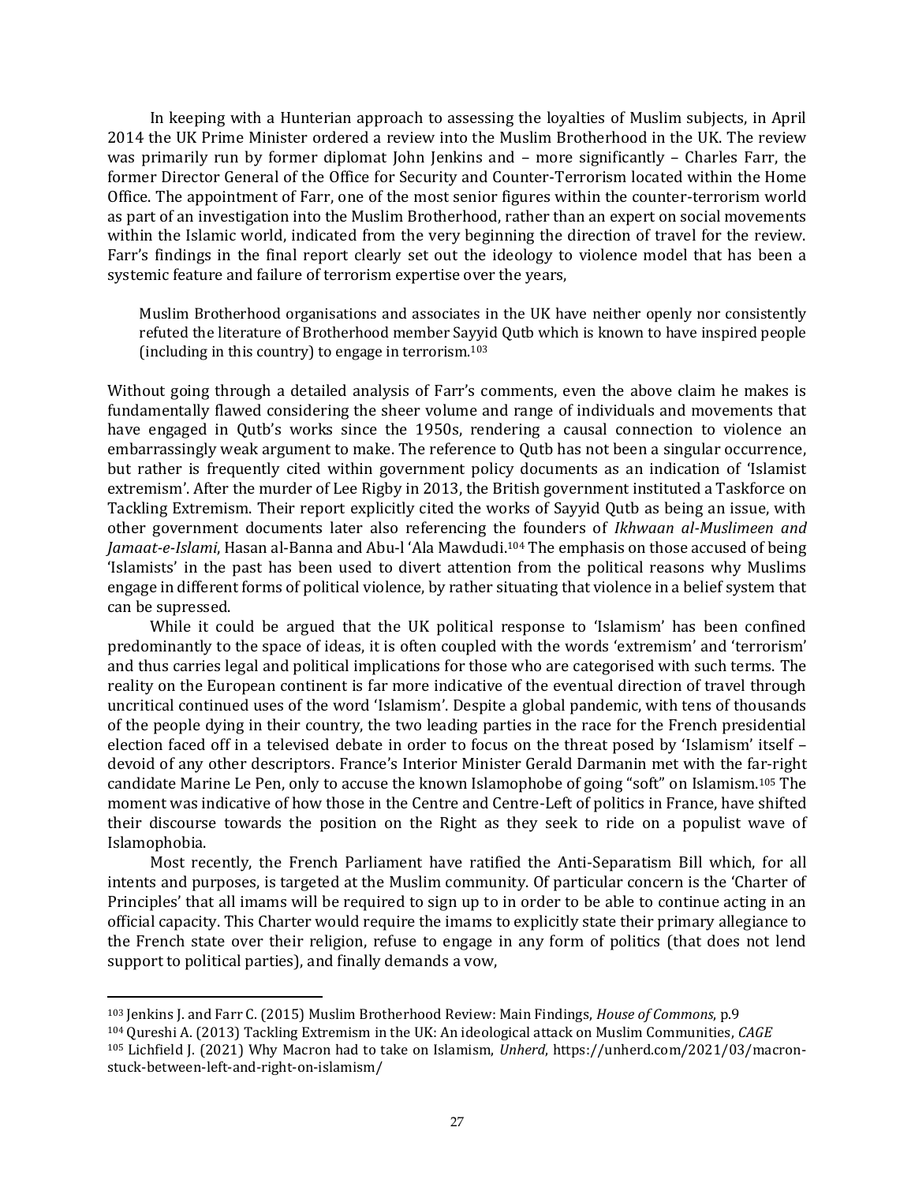In keeping with a Hunterian approach to assessing the loyalties of Muslim subjects, in April 2014 the UK Prime Minister ordered a review into the Muslim Brotherhood in the UK. The review was primarily run by former diplomat John Jenkins and – more significantly – Charles Farr, the former Director General of the Office for Security and Counter-Terrorism located within the Home Office. The appointment of Farr, one of the most senior figures within the counter-terrorism world as part of an investigation into the Muslim Brotherhood, rather than an expert on social movements within the Islamic world, indicated from the very beginning the direction of travel for the review. Farr's findings in the final report clearly set out the ideology to violence model that has been a systemic feature and failure of terrorism expertise over the years,

> Muslim Brotherhood organisations and associates in the UK have neither openly nor consistently refuted the literature of Brotherhood member Sayyid Qutb which is known to have inspired people (including in this country) to engage in terrorism.[103]

Without going through a detailed analysis of Farr's comments, even the above claim he makes is fundamentally flawed considering the sheer volume and range of individuals and movements that have engaged in Qutb's works since the 1950s, rendering a causal connection to violence an embarrassingly weak argument to make. The reference to Qutb has not been a singular occurrence, but rather is frequently cited within government policy documents as an indication of 'Islamist extremism'. After the murder of Lee Rigby in 2013, the British government instituted a Taskforce on Tackling Extremism. Their report explicitly cited the works of Sayyid Qutb as being an issue, with other government documents later also referencing the founders of *Ikhwaan al-Muslimeen and Jamaat-e-Islami*, Hasan al-Banna and Abu-l 'Ala Mawdudi.[104] The emphasis on those accused of being 'Islamists' in the past has been used to divert attention from the political reasons why Muslims engage in different forms of political violence, by rather situating that violence in a belief system that can be supressed.

While it could be argued that the UK political response to 'Islamism' has been confined predominantly to the space of ideas, it is often coupled with the words 'extremism' and 'terrorism' and thus carries legal and political implications for those who are categorised with such terms. The reality on the European continent is far more indicative of the eventual direction of travel through uncritical continued uses of the word 'Islamism'. Despite a global pandemic, with tens of thousands of the people dying in their country, the two leading parties in the race for the French presidential election faced off in a televised debate in order to focus on the threat posed by 'Islamism' itself – devoid of any other descriptors. France's Interior Minister Gerald Darmanin met with the far-right candidate Marine Le Pen, only to accuse the known Islamophobe of going "soft" on Islamism.[105] The moment was indicative of how those in the Centre and Centre-Left of politics in France, have shifted their discourse towards the position on the Right as they seek to ride on a populist wave of Islamophobia.

Most recently, the French Parliament have ratified the Anti-Separatism Bill which, for all intents and purposes, is targeted at the Muslim community. Of particular concern is the 'Charter of Principles' that all imams will be required to sign up to in order to be able to continue acting in an official capacity. This Charter would require the imams to explicitly state their primary allegiance to the French state over their religion, refuse to engage in any form of politics (that does not lend support to political parties), and finally demands a vow,

---

[103] Jenkins J. and Farr C. (2015) Muslim Brotherhood Review: Main Findings, *House of Commons*, p.9

[104] Qureshi A. (2013) Tackling Extremism in the UK: An ideological attack on Muslim Communities, *CAGE*

[105] Lichfield J. (2021) Why Macron had to take on Islamism, *Unherd*, https://unherd.com/2021/03/macron-stuck-between-left-and-right-on-islamism/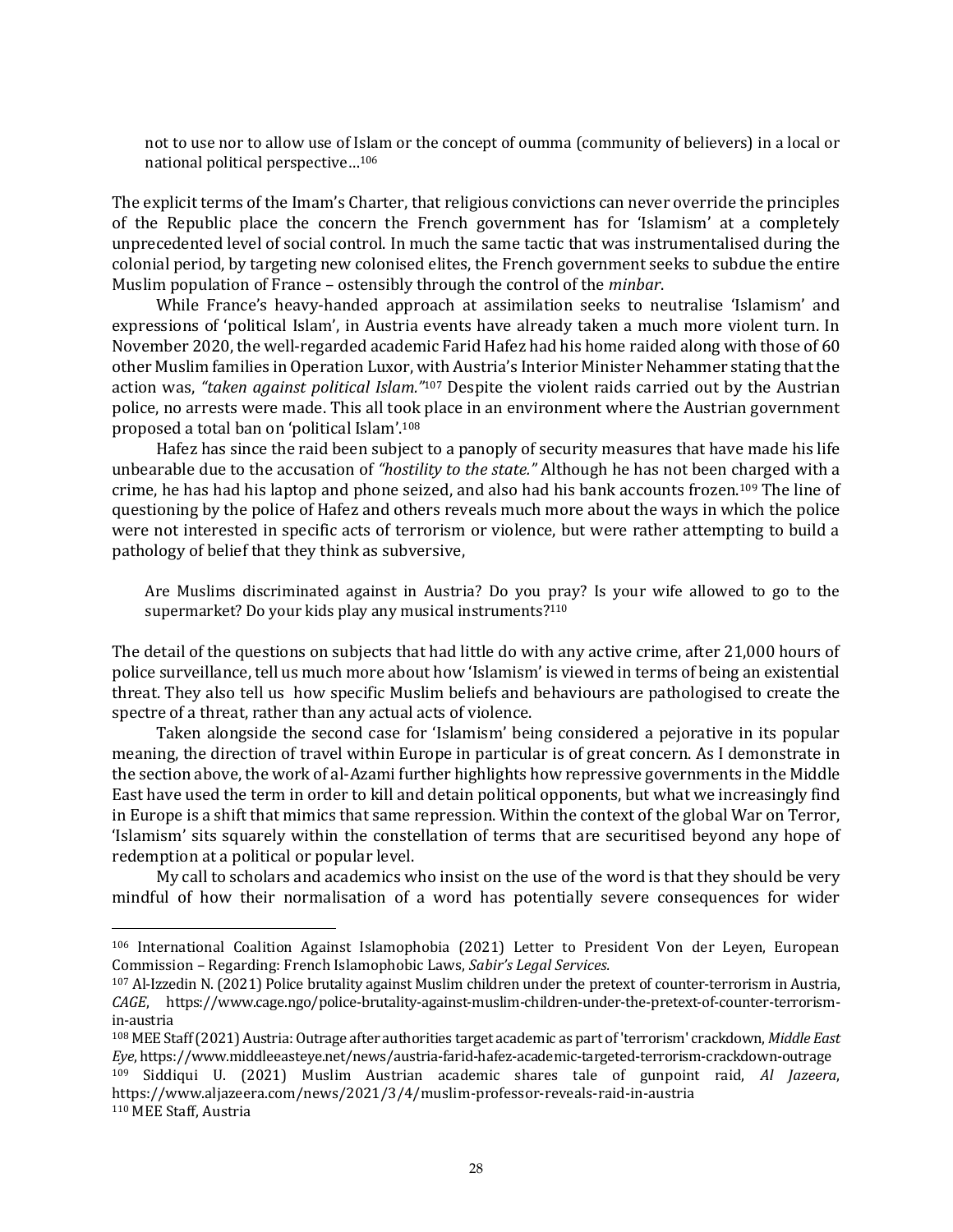> not to use nor to allow use of Islam or the concept of oumma (community of believers) in a local or national political perspective…[106]

The explicit terms of the Imam's Charter, that religious convictions can never override the principles of the Republic place the concern the French government has for 'Islamism' at a completely unprecedented level of social control. In much the same tactic that was instrumentalised during the colonial period, by targeting new colonised elites, the French government seeks to subdue the entire Muslim population of France – ostensibly through the control of the *minbar*.

While France's heavy-handed approach at assimilation seeks to neutralise 'Islamism' and expressions of 'political Islam', in Austria events have already taken a much more violent turn. In November 2020, the well-regarded academic Farid Hafez had his home raided along with those of 60 other Muslim families in Operation Luxor, with Austria's Interior Minister Nehammer stating that the action was, *"taken against political Islam."*[107] Despite the violent raids carried out by the Austrian police, no arrests were made. This all took place in an environment where the Austrian government proposed a total ban on 'political Islam'.[108]

Hafez has since the raid been subject to a panoply of security measures that have made his life unbearable due to the accusation of *"hostility to the state."* Although he has not been charged with a crime, he has had his laptop and phone seized, and also had his bank accounts frozen.[109] The line of questioning by the police of Hafez and others reveals much more about the ways in which the police were not interested in specific acts of terrorism or violence, but were rather attempting to build a pathology of belief that they think as subversive,

> Are Muslims discriminated against in Austria? Do you pray? Is your wife allowed to go to the supermarket? Do your kids play any musical instruments?[110]

The detail of the questions on subjects that had little do with any active crime, after 21,000 hours of police surveillance, tell us much more about how 'Islamism' is viewed in terms of being an existential threat. They also tell us how specific Muslim beliefs and behaviours are pathologised to create the spectre of a threat, rather than any actual acts of violence.

Taken alongside the second case for 'Islamism' being considered a pejorative in its popular meaning, the direction of travel within Europe in particular is of great concern. As I demonstrate in the section above, the work of al-Azami further highlights how repressive governments in the Middle East have used the term in order to kill and detain political opponents, but what we increasingly find in Europe is a shift that mimics that same repression. Within the context of the global War on Terror, 'Islamism' sits squarely within the constellation of terms that are securitised beyond any hope of redemption at a political or popular level.

My call to scholars and academics who insist on the use of the word is that they should be very mindful of how their normalisation of a word has potentially severe consequences for wider

---

[106] International Coalition Against Islamophobia (2021) Letter to President Von der Leyen, European Commission – Regarding: French Islamophobic Laws, *Sabir's Legal Services.*

[107] Al-Izzedin N. (2021) Police brutality against Muslim children under the pretext of counter-terrorism in Austria, *CAGE*, https://www.cage.ngo/police-brutality-against-muslim-children-under-the-pretext-of-counter-terrorism-in-austria

[108] MEE Staff (2021) Austria: Outrage after authorities target academic as part of 'terrorism' crackdown, *Middle East Eye*, https://www.middleeasteye.net/news/austria-farid-hafez-academic-targeted-terrorism-crackdown-outrage

[109] Siddiqui U. (2021) Muslim Austrian academic shares tale of gunpoint raid, *Al Jazeera*, https://www.aljazeera.com/news/2021/3/4/muslim-professor-reveals-raid-in-austria

[110] MEE Staff, Austria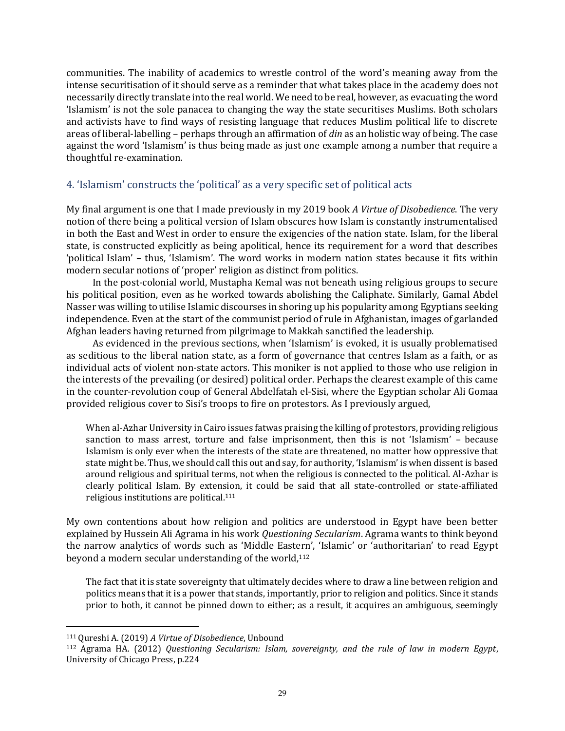communities. The inability of academics to wrestle control of the word's meaning away from the intense securitisation of it should serve as a reminder that what takes place in the academy does not necessarily directly translate into the real world. We need to be real, however, as evacuating the word 'Islamism' is not the sole panacea to changing the way the state securitises Muslims. Both scholars and activists have to find ways of resisting language that reduces Muslim political life to discrete areas of liberal-labelling – perhaps through an affirmation of *din* as an holistic way of being. The case against the word 'Islamism' is thus being made as just one example among a number that require a thoughtful re-examination.

## 4. 'Islamism' constructs the 'political' as a very specific set of political acts

My final argument is one that I made previously in my 2019 book *A Virtue of Disobedience*. The very notion of there being a political version of Islam obscures how Islam is constantly instrumentalised in both the East and West in order to ensure the exigencies of the nation state. Islam, for the liberal state, is constructed explicitly as being apolitical, hence its requirement for a word that describes 'political Islam' – thus, 'Islamism'. The word works in modern nation states because it fits within modern secular notions of 'proper' religion as distinct from politics.

In the post-colonial world, Mustapha Kemal was not beneath using religious groups to secure his political position, even as he worked towards abolishing the Caliphate. Similarly, Gamal Abdel Nasser was willing to utilise Islamic discourses in shoring up his popularity among Egyptians seeking independence. Even at the start of the communist period of rule in Afghanistan, images of garlanded Afghan leaders having returned from pilgrimage to Makkah sanctified the leadership.

As evidenced in the previous sections, when 'Islamism' is evoked, it is usually problematised as seditious to the liberal nation state, as a form of governance that centres Islam as a faith, or as individual acts of violent non-state actors. This moniker is not applied to those who use religion in the interests of the prevailing (or desired) political order. Perhaps the clearest example of this came in the counter-revolution coup of General Abdelfatah el-Sisi, where the Egyptian scholar Ali Gomaa provided religious cover to Sisi's troops to fire on protestors. As I previously argued,

> When al-Azhar University in Cairo issues fatwas praising the killing of protestors, providing religious sanction to mass arrest, torture and false imprisonment, then this is not 'Islamism' – because Islamism is only ever when the interests of the state are threatened, no matter how oppressive that state might be. Thus, we should call this out and say, for authority, 'Islamism' is when dissent is based around religious and spiritual terms, not when the religious is connected to the political. Al-Azhar is clearly political Islam. By extension, it could be said that all state-controlled or state-affiliated religious institutions are political.[111]

My own contentions about how religion and politics are understood in Egypt have been better explained by Hussein Ali Agrama in his work *Questioning Secularism*. Agrama wants to think beyond the narrow analytics of words such as 'Middle Eastern', 'Islamic' or 'authoritarian' to read Egypt beyond a modern secular understanding of the world,[112]

> The fact that it is state sovereignty that ultimately decides where to draw a line between religion and politics means that it is a power that stands, importantly, prior to religion and politics. Since it stands prior to both, it cannot be pinned down to either; as a result, it acquires an ambiguous, seemingly

---

[111] Qureshi A. (2019) *A Virtue of Disobedience*, Unbound

[112] Agrama HA. (2012) *Questioning Secularism: Islam, sovereignty, and the rule of law in modern Egypt*, University of Chicago Press, p.224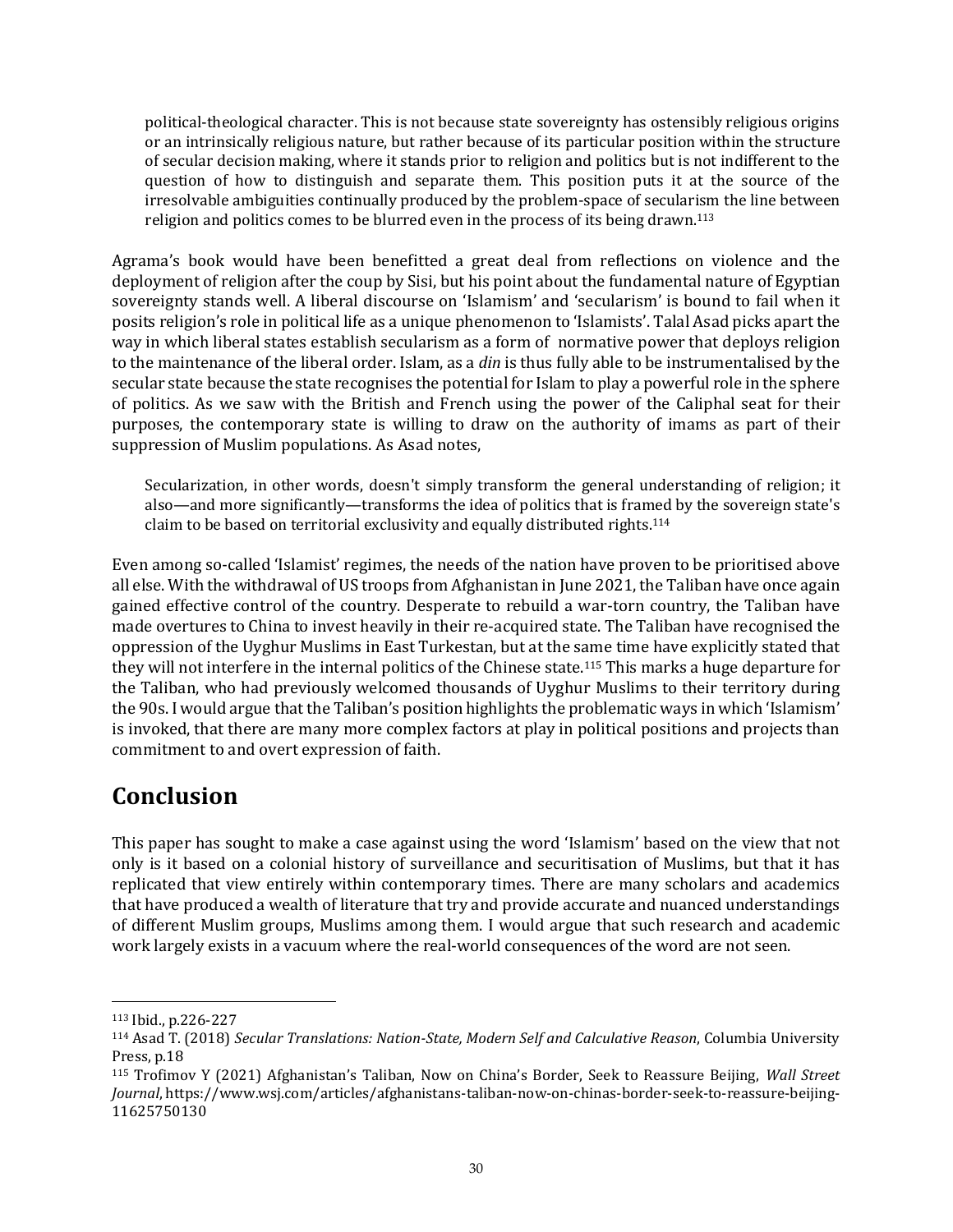> political-theological character. This is not because state sovereignty has ostensibly religious origins or an intrinsically religious nature, but rather because of its particular position within the structure of secular decision making, where it stands prior to religion and politics but is not indifferent to the question of how to distinguish and separate them. This position puts it at the source of the irresolvable ambiguities continually produced by the problem-space of secularism the line between religion and politics comes to be blurred even in the process of its being drawn.[113]

Agrama's book would have been benefitted a great deal from reflections on violence and the deployment of religion after the coup by Sisi, but his point about the fundamental nature of Egyptian sovereignty stands well. A liberal discourse on 'Islamism' and 'secularism' is bound to fail when it posits religion's role in political life as a unique phenomenon to 'Islamists'. Talal Asad picks apart the way in which liberal states establish secularism as a form of normative power that deploys religion to the maintenance of the liberal order. Islam, as a *din* is thus fully able to be instrumentalised by the secular state because the state recognises the potential for Islam to play a powerful role in the sphere of politics. As we saw with the British and French using the power of the Caliphal seat for their purposes, the contemporary state is willing to draw on the authority of imams as part of their suppression of Muslim populations. As Asad notes,

> Secularization, in other words, doesn't simply transform the general understanding of religion; it also—and more significantly—transforms the idea of politics that is framed by the sovereign state's claim to be based on territorial exclusivity and equally distributed rights.[114]

Even among so-called 'Islamist' regimes, the needs of the nation have proven to be prioritised above all else. With the withdrawal of US troops from Afghanistan in June 2021, the Taliban have once again gained effective control of the country. Desperate to rebuild a war-torn country, the Taliban have made overtures to China to invest heavily in their re-acquired state. The Taliban have recognised the oppression of the Uyghur Muslims in East Turkestan, but at the same time have explicitly stated that they will not interfere in the internal politics of the Chinese state.[115] This marks a huge departure for the Taliban, who had previously welcomed thousands of Uyghur Muslims to their territory during the 90s. I would argue that the Taliban's position highlights the problematic ways in which 'Islamism' is invoked, that there are many more complex factors at play in political positions and projects than commitment to and overt expression of faith.

## Conclusion

This paper has sought to make a case against using the word 'Islamism' based on the view that not only is it based on a colonial history of surveillance and securitisation of Muslims, but that it has replicated that view entirely within contemporary times. There are many scholars and academics that have produced a wealth of literature that try and provide accurate and nuanced understandings of different Muslim groups, Muslims among them. I would argue that such research and academic work largely exists in a vacuum where the real-world consequences of the word are not seen.

---

[113] Ibid., p.226-227

[114] Asad T. (2018) *Secular Translations: Nation-State, Modern Self and Calculative Reason*, Columbia University Press, p.18

[115] Trofimov Y (2021) Afghanistan's Taliban, Now on China's Border, Seek to Reassure Beijing, *Wall Street Journal*, https://www.wsj.com/articles/afghanistans-taliban-now-on-chinas-border-seek-to-reassure-beijing-11625750130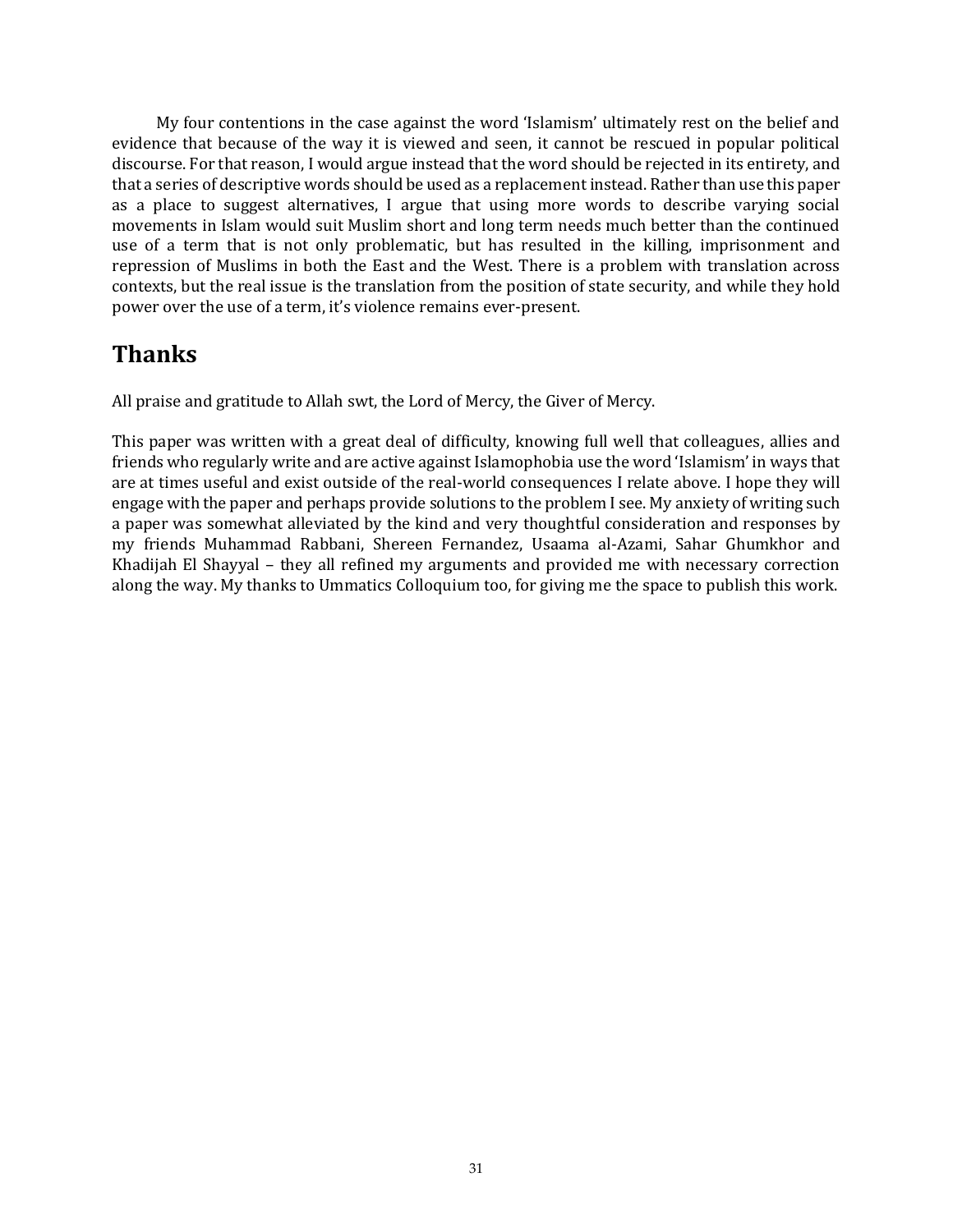My four contentions in the case against the word 'Islamism' ultimately rest on the belief and evidence that because of the way it is viewed and seen, it cannot be rescued in popular political discourse. For that reason, I would argue instead that the word should be rejected in its entirety, and that a series of descriptive words should be used as a replacement instead. Rather than use this paper as a place to suggest alternatives, I argue that using more words to describe varying social movements in Islam would suit Muslim short and long term needs much better than the continued use of a term that is not only problematic, but has resulted in the killing, imprisonment and repression of Muslims in both the East and the West. There is a problem with translation across contexts, but the real issue is the translation from the position of state security, and while they hold power over the use of a term, it's violence remains ever-present.

## Thanks

All praise and gratitude to Allah swt, the Lord of Mercy, the Giver of Mercy.

This paper was written with a great deal of difficulty, knowing full well that colleagues, allies and friends who regularly write and are active against Islamophobia use the word 'Islamism' in ways that are at times useful and exist outside of the real-world consequences I relate above. I hope they will engage with the paper and perhaps provide solutions to the problem I see. My anxiety of writing such a paper was somewhat alleviated by the kind and very thoughtful consideration and responses by my friends Muhammad Rabbani, Shereen Fernandez, Usaama al-Azami, Sahar Ghumkhor and Khadijah El Shayyal – they all refined my arguments and provided me with necessary correction along the way. My thanks to Ummatics Colloquium too, for giving me the space to publish this work.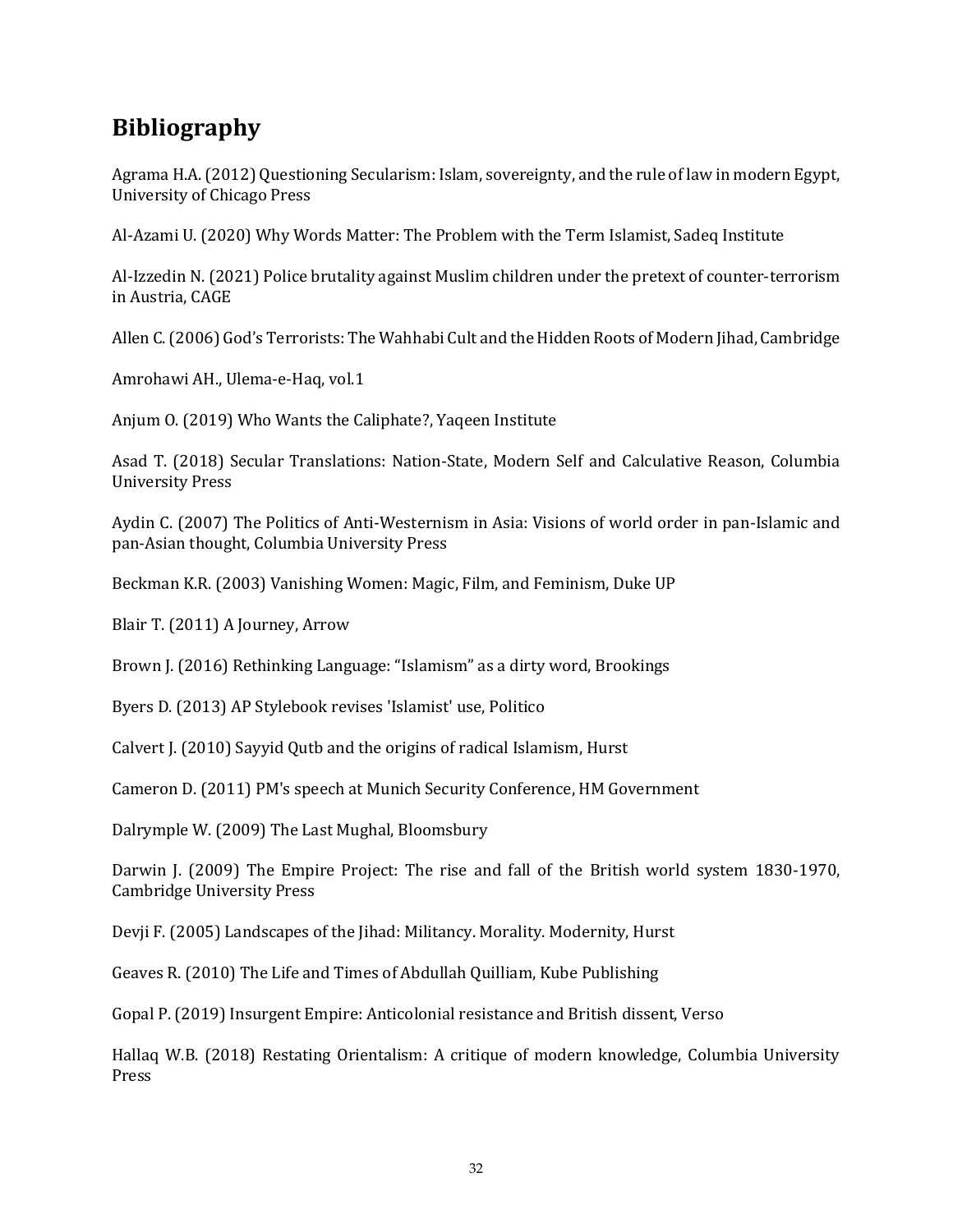# Bibliography

Agrama H.A. (2012) Questioning Secularism: Islam, sovereignty, and the rule of law in modern Egypt, University of Chicago Press

Al-Azami U. (2020) Why Words Matter: The Problem with the Term Islamist, Sadeq Institute

Al-Izzedin N. (2021) Police brutality against Muslim children under the pretext of counter-terrorism in Austria, CAGE

Allen C. (2006) God's Terrorists: The Wahhabi Cult and the Hidden Roots of Modern Jihad, Cambridge

Amrohawi AH., Ulema-e-Haq, vol.1

Anjum O. (2019) Who Wants the Caliphate?, Yaqeen Institute

Asad T. (2018) Secular Translations: Nation-State, Modern Self and Calculative Reason, Columbia University Press

Aydin C. (2007) The Politics of Anti-Westernism in Asia: Visions of world order in pan-Islamic and pan-Asian thought, Columbia University Press

Beckman K.R. (2003) Vanishing Women: Magic, Film, and Feminism, Duke UP

Blair T. (2011) A Journey, Arrow

Brown J. (2016) Rethinking Language: "Islamism" as a dirty word, Brookings

Byers D. (2013) AP Stylebook revises 'Islamist' use, Politico

Calvert J. (2010) Sayyid Qutb and the origins of radical Islamism, Hurst

Cameron D. (2011) PM's speech at Munich Security Conference, HM Government

Dalrymple W. (2009) The Last Mughal, Bloomsbury

Darwin J. (2009) The Empire Project: The rise and fall of the British world system 1830-1970, Cambridge University Press

Devji F. (2005) Landscapes of the Jihad: Militancy. Morality. Modernity, Hurst

Geaves R. (2010) The Life and Times of Abdullah Quilliam, Kube Publishing

Gopal P. (2019) Insurgent Empire: Anticolonial resistance and British dissent, Verso

Hallaq W.B. (2018) Restating Orientalism: A critique of modern knowledge, Columbia University Press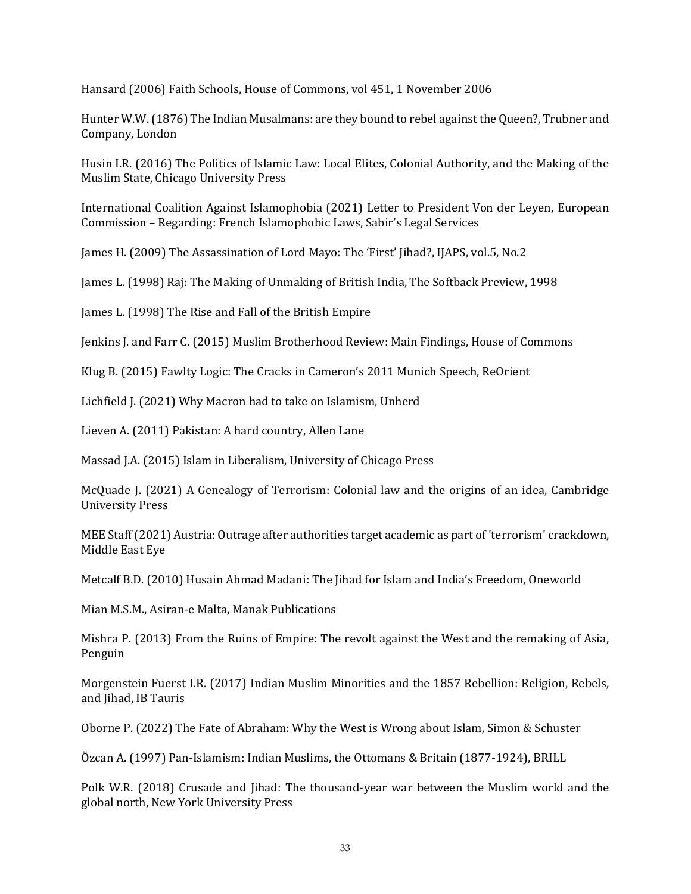Hansard (2006) Faith Schools, House of Commons, vol 451, 1 November 2006

Hunter W.W. (1876) The Indian Musalmans: are they bound to rebel against the Queen?, Trubner and Company, London

Husin I.R. (2016) The Politics of Islamic Law: Local Elites, Colonial Authority, and the Making of the Muslim State, Chicago University Press

International Coalition Against Islamophobia (2021) Letter to President Von der Leyen, European Commission – Regarding: French Islamophobic Laws, Sabir's Legal Services

James H. (2009) The Assassination of Lord Mayo: The 'First' Jihad?, IJAPS, vol.5, No.2

James L. (1998) Raj: The Making of Unmaking of British India, The Softback Preview, 1998

James L. (1998) The Rise and Fall of the British Empire

Jenkins J. and Farr C. (2015) Muslim Brotherhood Review: Main Findings, House of Commons

Klug B. (2015) Fawlty Logic: The Cracks in Cameron's 2011 Munich Speech, ReOrient

Lichfield J. (2021) Why Macron had to take on Islamism, Unherd

Lieven A. (2011) Pakistan: A hard country, Allen Lane

Massad J.A. (2015) Islam in Liberalism, University of Chicago Press

McQuade J. (2021) A Genealogy of Terrorism: Colonial law and the origins of an idea, Cambridge University Press

MEE Staff (2021) Austria: Outrage after authorities target academic as part of 'terrorism' crackdown, Middle East Eye

Metcalf B.D. (2010) Husain Ahmad Madani: The Jihad for Islam and India's Freedom, Oneworld

Mian M.S.M., Asiran-e Malta, Manak Publications

Mishra P. (2013) From the Ruins of Empire: The revolt against the West and the remaking of Asia, Penguin

Morgenstein Fuerst I.R. (2017) Indian Muslim Minorities and the 1857 Rebellion: Religion, Rebels, and Jihad, IB Tauris

Oborne P. (2022) The Fate of Abraham: Why the West is Wrong about Islam, Simon & Schuster

Özcan A. (1997) Pan-Islamism: Indian Muslims, the Ottomans & Britain (1877-1924), BRILL

Polk W.R. (2018) Crusade and Jihad: The thousand-year war between the Muslim world and the global north, New York University Press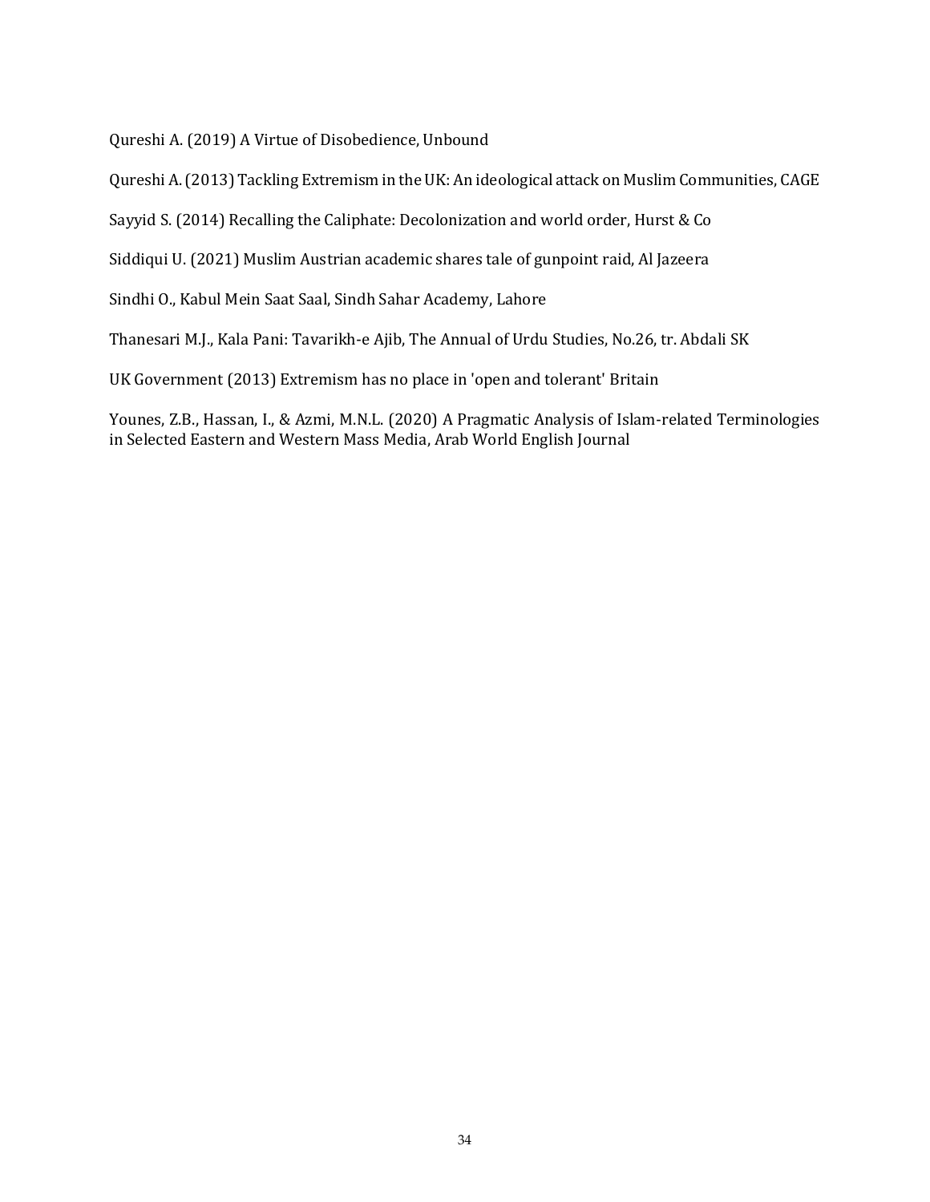Qureshi A. (2019) A Virtue of Disobedience, Unbound

Qureshi A. (2013) Tackling Extremism in the UK: An ideological attack on Muslim Communities, CAGE

Sayyid S. (2014) Recalling the Caliphate: Decolonization and world order, Hurst & Co

Siddiqui U. (2021) Muslim Austrian academic shares tale of gunpoint raid, Al Jazeera

Sindhi O., Kabul Mein Saat Saal, Sindh Sahar Academy, Lahore

Thanesari M.J., Kala Pani: Tavarikh-e Ajib, The Annual of Urdu Studies, No.26, tr. Abdali SK

UK Government (2013) Extremism has no place in 'open and tolerant' Britain

Younes, Z.B., Hassan, I., & Azmi, M.N.L. (2020) A Pragmatic Analysis of Islam-related Terminologies in Selected Eastern and Western Mass Media, Arab World English Journal